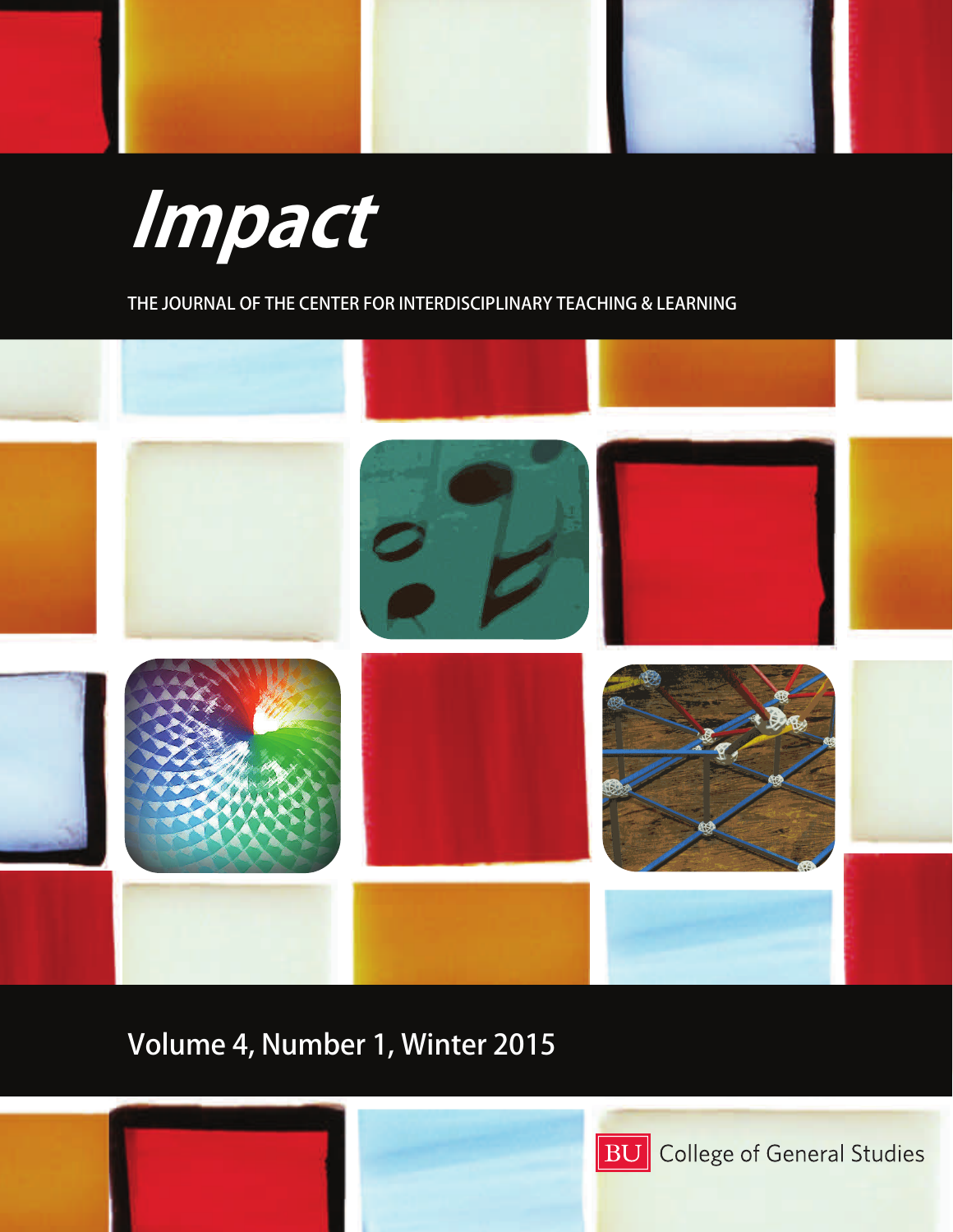# *Impact*

THE JOURNAL OF THE CENTER FOR INTERDISCIPLINARY TEACHING & LEARNING

Volume 4, Number 1, Winter 2015

BU College of General Studies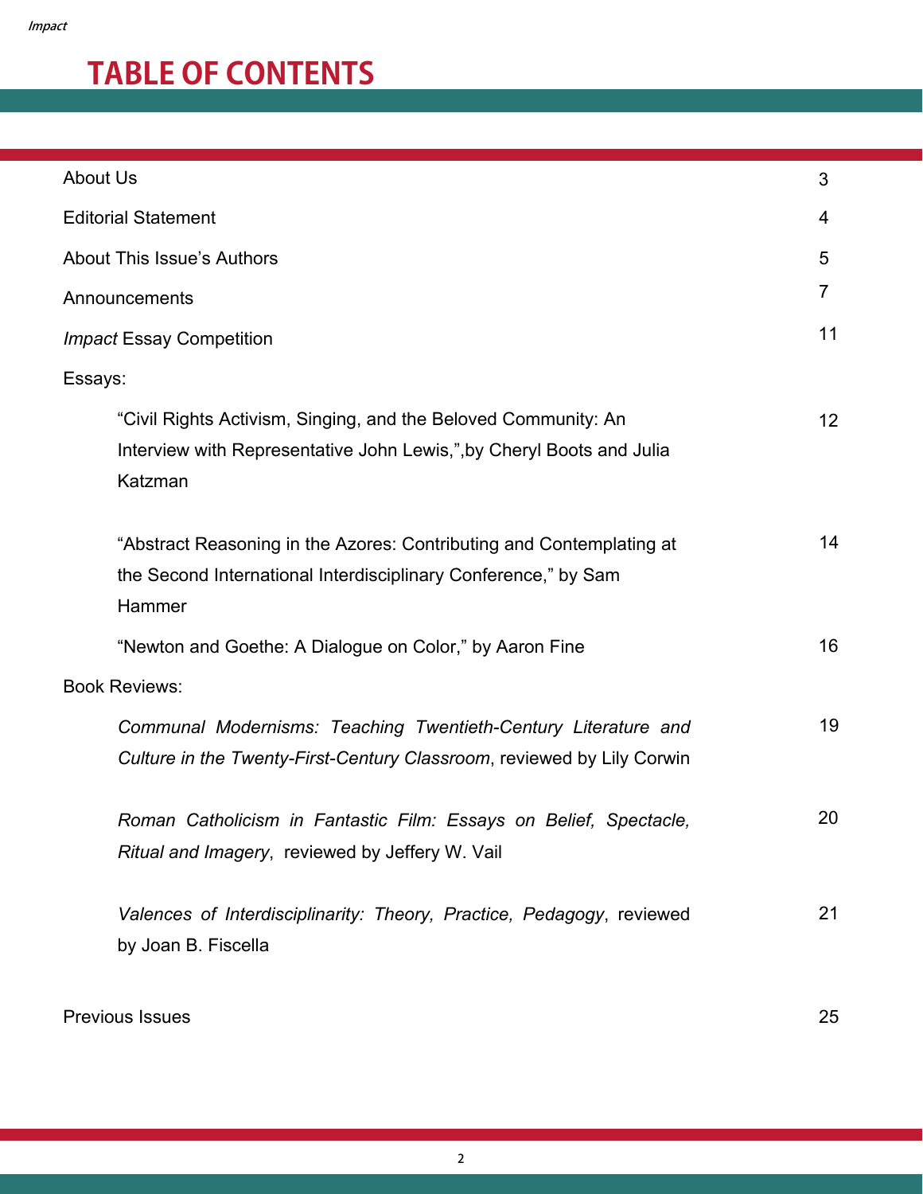# TABLE OF CONTENTS

| | |
|---|---|
| About Us | 3 |
| Editorial Statement | 4 |
| About This Issue's Authors | 5 |
| Announcements | 7 |
| *Impact* Essay Competition | 11 |
| Essays: | |
| "Civil Rights Activism, Singing, and the Beloved Community: An Interview with Representative John Lewis,",by Cheryl Boots and Julia Katzman | 12 |
| "Abstract Reasoning in the Azores: Contributing and Contemplating at the Second International Interdisciplinary Conference," by Sam Hammer | 14 |
| "Newton and Goethe: A Dialogue on Color," by Aaron Fine | 16 |
| Book Reviews: | |
| *Communal Modernisms: Teaching Twentieth-Century Literature and Culture in the Twenty-First-Century Classroom*, reviewed by Lily Corwin | 19 |
| *Roman Catholicism in Fantastic Film: Essays on Belief, Spectacle, Ritual and Imagery*, reviewed by Jeffery W. Vail | 20 |
| *Valences of Interdisciplinarity: Theory, Practice, Pedagogy*, reviewed by Joan B. Fiscella | 21 |
| Previous Issues | 25 |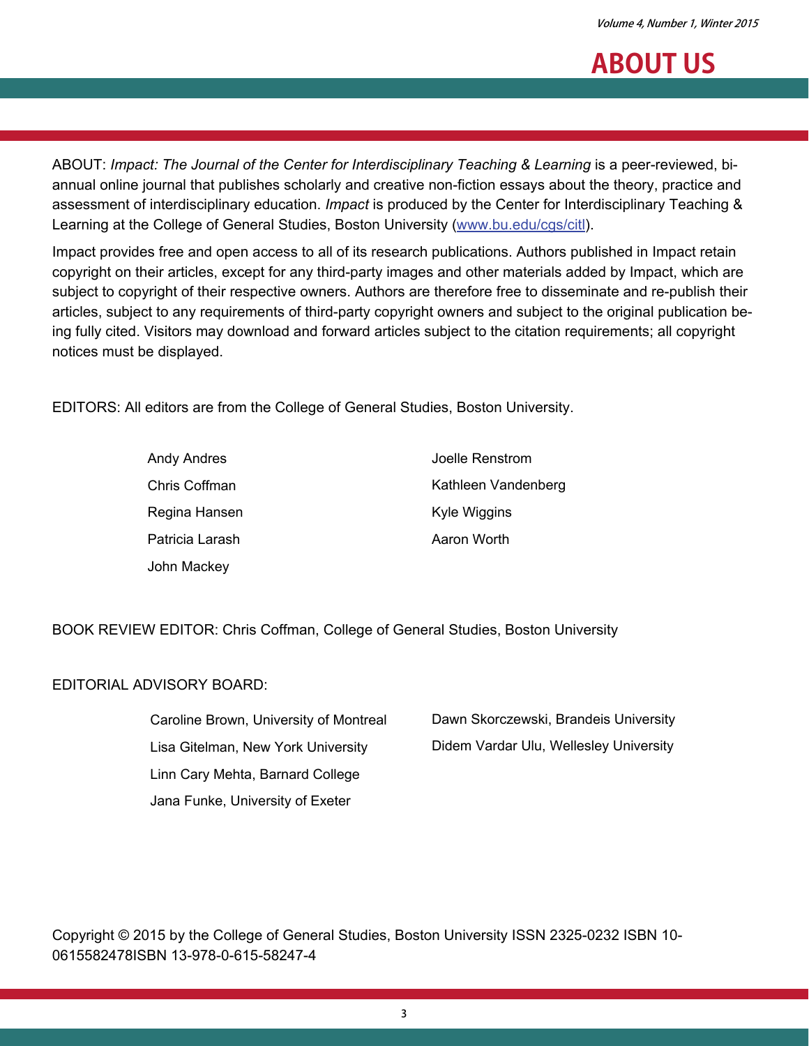# ABOUT US

ABOUT: *Impact: The Journal of the Center for Interdisciplinary Teaching & Learning* is a peer-reviewed, bi-annual online journal that publishes scholarly and creative non-fiction essays about the theory, practice and assessment of interdisciplinary education. *Impact* is produced by the Center for Interdisciplinary Teaching & Learning at the College of General Studies, Boston University (www.bu.edu/cgs/citl).

Impact provides free and open access to all of its research publications. Authors published in Impact retain copyright on their articles, except for any third-party images and other materials added by Impact, which are subject to copyright of their respective owners. Authors are therefore free to disseminate and re-publish their articles, subject to any requirements of third-party copyright owners and subject to the original publication being fully cited. Visitors may download and forward articles subject to the citation requirements; all copyright notices must be displayed.

EDITORS: All editors are from the College of General Studies, Boston University.

Andy Andres
Chris Coffman
Regina Hansen
Patricia Larash
John Mackey
Joelle Renstrom
Kathleen Vandenberg
Kyle Wiggins
Aaron Worth

BOOK REVIEW EDITOR: Chris Coffman, College of General Studies, Boston University

EDITORIAL ADVISORY BOARD:

Caroline Brown, University of Montreal
Lisa Gitelman, New York University
Linn Cary Mehta, Barnard College
Jana Funke, University of Exeter
Dawn Skorczewski, Brandeis University
Didem Vardar Ulu, Wellesley University

Copyright © 2015 by the College of General Studies, Boston University ISSN 2325-0232 ISBN 10-0615582478ISBN 13-978-0-615-58247-4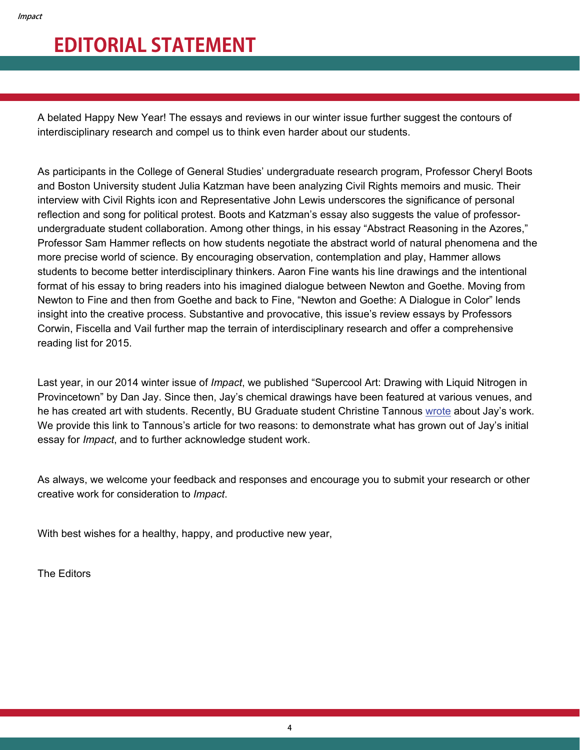# EDITORIAL STATEMENT

A belated Happy New Year! The essays and reviews in our winter issue further suggest the contours of interdisciplinary research and compel us to think even harder about our students.

As participants in the College of General Studies' undergraduate research program, Professor Cheryl Boots and Boston University student Julia Katzman have been analyzing Civil Rights memoirs and music. Their interview with Civil Rights icon and Representative John Lewis underscores the significance of personal reflection and song for political protest. Boots and Katzman's essay also suggests the value of professor-undergraduate student collaboration. Among other things, in his essay "Abstract Reasoning in the Azores," Professor Sam Hammer reflects on how students negotiate the abstract world of natural phenomena and the more precise world of science. By encouraging observation, contemplation and play, Hammer allows students to become better interdisciplinary thinkers. Aaron Fine wants his line drawings and the intentional format of his essay to bring readers into his imagined dialogue between Newton and Goethe. Moving from Newton to Fine and then from Goethe and back to Fine, "Newton and Goethe: A Dialogue in Color" lends insight into the creative process. Substantive and provocative, this issue's review essays by Professors Corwin, Fiscella and Vail further map the terrain of interdisciplinary research and offer a comprehensive reading list for 2015.

Last year, in our 2014 winter issue of *Impact*, we published "Supercool Art: Drawing with Liquid Nitrogen in Provincetown" by Dan Jay. Since then, Jay's chemical drawings have been featured at various venues, and he has created art with students. Recently, BU Graduate student Christine Tannous wrote about Jay's work. We provide this link to Tannous's article for two reasons: to demonstrate what has grown out of Jay's initial essay for *Impact*, and to further acknowledge student work.

As always, we welcome your feedback and responses and encourage you to submit your research or other creative work for consideration to *Impact*.

With best wishes for a healthy, happy, and productive new year,

The Editors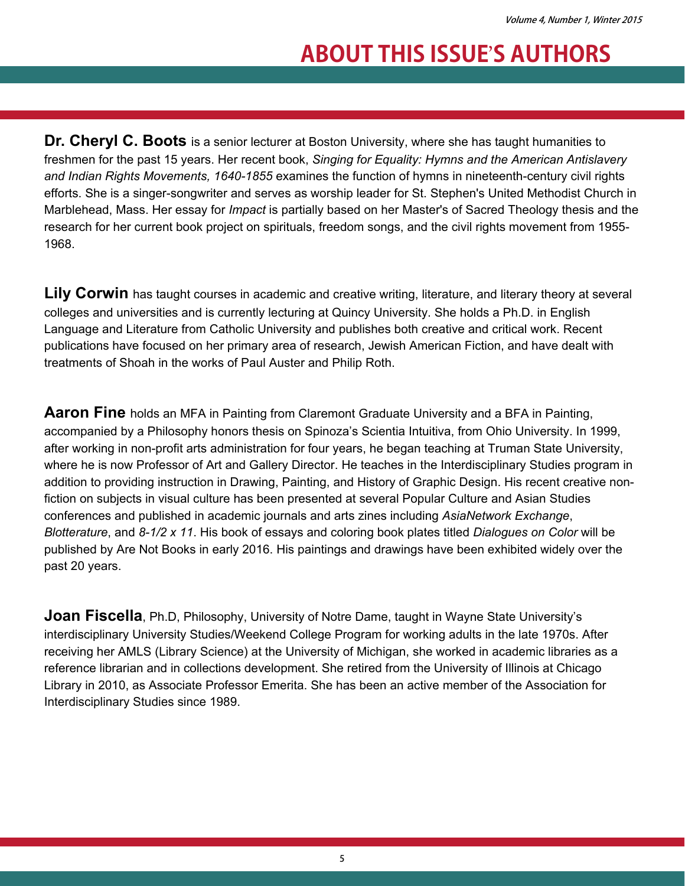# ABOUT THIS ISSUE'S AUTHORS

**Dr. Cheryl C. Boots** is a senior lecturer at Boston University, where she has taught humanities to freshmen for the past 15 years. Her recent book, *Singing for Equality: Hymns and the American Antislavery and Indian Rights Movements, 1640-1855* examines the function of hymns in nineteenth-century civil rights efforts. She is a singer-songwriter and serves as worship leader for St. Stephen's United Methodist Church in Marblehead, Mass. Her essay for *Impact* is partially based on her Master's of Sacred Theology thesis and the research for her current book project on spirituals, freedom songs, and the civil rights movement from 1955-1968.

**Lily Corwin** has taught courses in academic and creative writing, literature, and literary theory at several colleges and universities and is currently lecturing at Quincy University. She holds a Ph.D. in English Language and Literature from Catholic University and publishes both creative and critical work. Recent publications have focused on her primary area of research, Jewish American Fiction, and have dealt with treatments of Shoah in the works of Paul Auster and Philip Roth.

**Aaron Fine** holds an MFA in Painting from Claremont Graduate University and a BFA in Painting, accompanied by a Philosophy honors thesis on Spinoza's Scientia Intuitiva, from Ohio University. In 1999, after working in non-profit arts administration for four years, he began teaching at Truman State University, where he is now Professor of Art and Gallery Director. He teaches in the Interdisciplinary Studies program in addition to providing instruction in Drawing, Painting, and History of Graphic Design. His recent creative non-fiction on subjects in visual culture has been presented at several Popular Culture and Asian Studies conferences and published in academic journals and arts zines including *AsiaNetwork Exchange*, *Blotterature*, and *8-1/2 x 11*. His book of essays and coloring book plates titled *Dialogues on Color* will be published by Are Not Books in early 2016. His paintings and drawings have been exhibited widely over the past 20 years.

**Joan Fiscella**, Ph.D, Philosophy, University of Notre Dame, taught in Wayne State University's interdisciplinary University Studies/Weekend College Program for working adults in the late 1970s. After receiving her AMLS (Library Science) at the University of Michigan, she worked in academic libraries as a reference librarian and in collections development. She retired from the University of Illinois at Chicago Library in 2010, as Associate Professor Emerita. She has been an active member of the Association for Interdisciplinary Studies since 1989.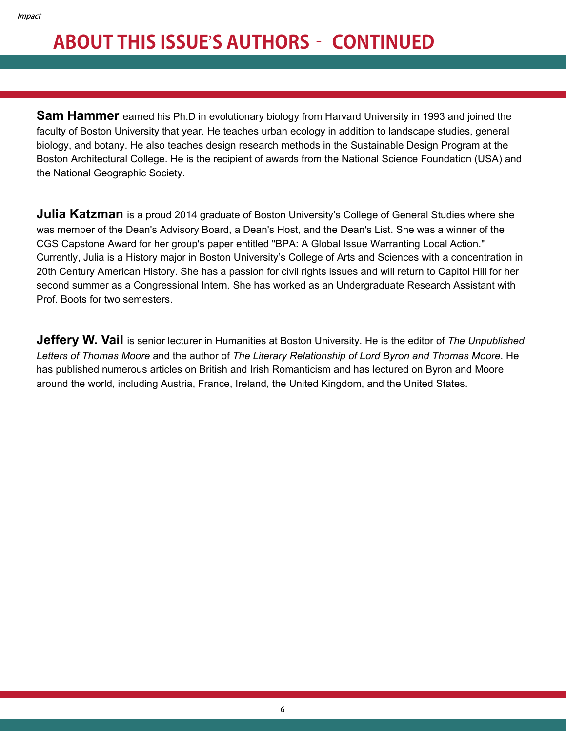# ABOUT THIS ISSUE'S AUTHORS – CONTINUED

**Sam Hammer** earned his Ph.D in evolutionary biology from Harvard University in 1993 and joined the faculty of Boston University that year. He teaches urban ecology in addition to landscape studies, general biology, and botany. He also teaches design research methods in the Sustainable Design Program at the Boston Architectural College. He is the recipient of awards from the National Science Foundation (USA) and the National Geographic Society.

**Julia Katzman** is a proud 2014 graduate of Boston University's College of General Studies where she was member of the Dean's Advisory Board, a Dean's Host, and the Dean's List. She was a winner of the CGS Capstone Award for her group's paper entitled "BPA: A Global Issue Warranting Local Action." Currently, Julia is a History major in Boston University's College of Arts and Sciences with a concentration in 20th Century American History. She has a passion for civil rights issues and will return to Capitol Hill for her second summer as a Congressional Intern. She has worked as an Undergraduate Research Assistant with Prof. Boots for two semesters.

**Jeffery W. Vail** is senior lecturer in Humanities at Boston University. He is the editor of *The Unpublished Letters of Thomas Moore* and the author of *The Literary Relationship of Lord Byron and Thomas Moore*. He has published numerous articles on British and Irish Romanticism and has lectured on Byron and Moore around the world, including Austria, France, Ireland, the United Kingdom, and the United States.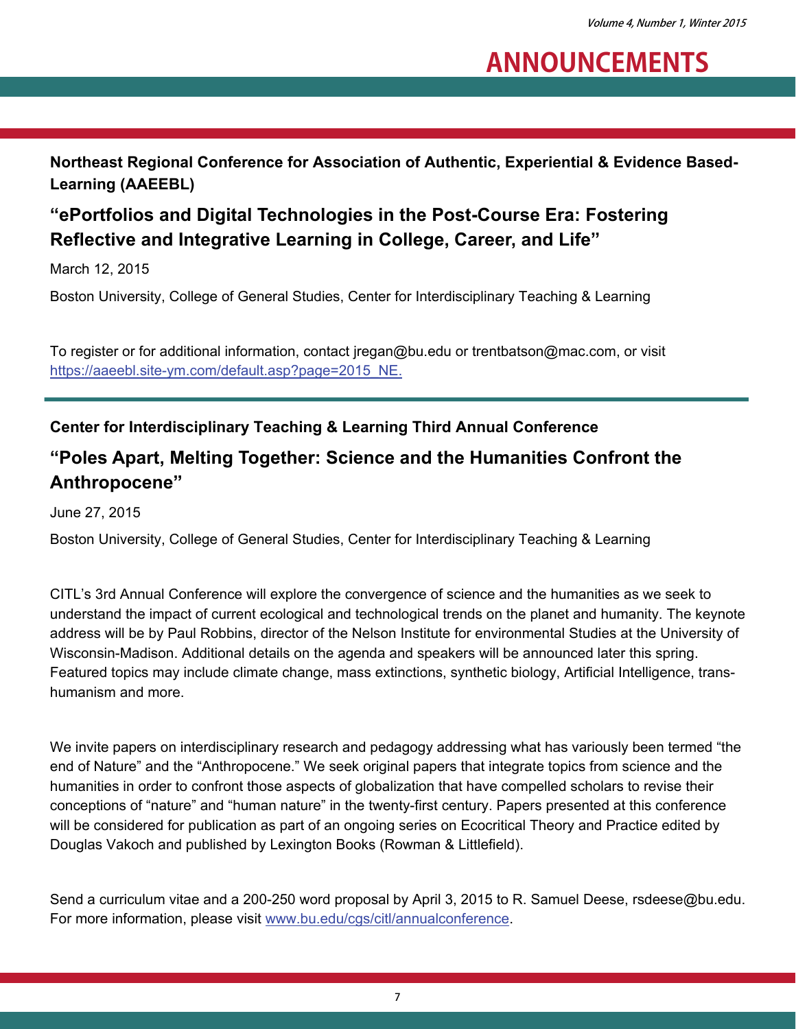# ANNOUNCEMENTS

**Northeast Regional Conference for Association of Authentic, Experiential & Evidence Based-Learning (AAEEBL)**

## "ePortfolios and Digital Technologies in the Post-Course Era: Fostering Reflective and Integrative Learning in College, Career, and Life"

March 12, 2015

Boston University, College of General Studies, Center for Interdisciplinary Teaching & Learning

To register or for additional information, contact jregan@bu.edu or trentbatson@mac.com, or visit [https://aaeebl.site-ym.com/default.asp?page=2015_NE.](https://aaeebl.site-ym.com/default.asp?page=2015_NE)

---

**Center for Interdisciplinary Teaching & Learning Third Annual Conference**

## "Poles Apart, Melting Together: Science and the Humanities Confront the Anthropocene"

June 27, 2015

Boston University, College of General Studies, Center for Interdisciplinary Teaching & Learning

CITL's 3rd Annual Conference will explore the convergence of science and the humanities as we seek to understand the impact of current ecological and technological trends on the planet and humanity. The keynote address will be by Paul Robbins, director of the Nelson Institute for environmental Studies at the University of Wisconsin-Madison. Additional details on the agenda and speakers will be announced later this spring. Featured topics may include climate change, mass extinctions, synthetic biology, Artificial Intelligence, trans-humanism and more.

We invite papers on interdisciplinary research and pedagogy addressing what has variously been termed "the end of Nature" and the "Anthropocene." We seek original papers that integrate topics from science and the humanities in order to confront those aspects of globalization that have compelled scholars to revise their conceptions of "nature" and "human nature" in the twenty-first century. Papers presented at this conference will be considered for publication as part of an ongoing series on Ecocritical Theory and Practice edited by Douglas Vakoch and published by Lexington Books (Rowman & Littlefield).

Send a curriculum vitae and a 200-250 word proposal by April 3, 2015 to R. Samuel Deese, rsdeese@bu.edu. For more information, please visit [www.bu.edu/cgs/citl/annualconference](http://www.bu.edu/cgs/citl/annualconference).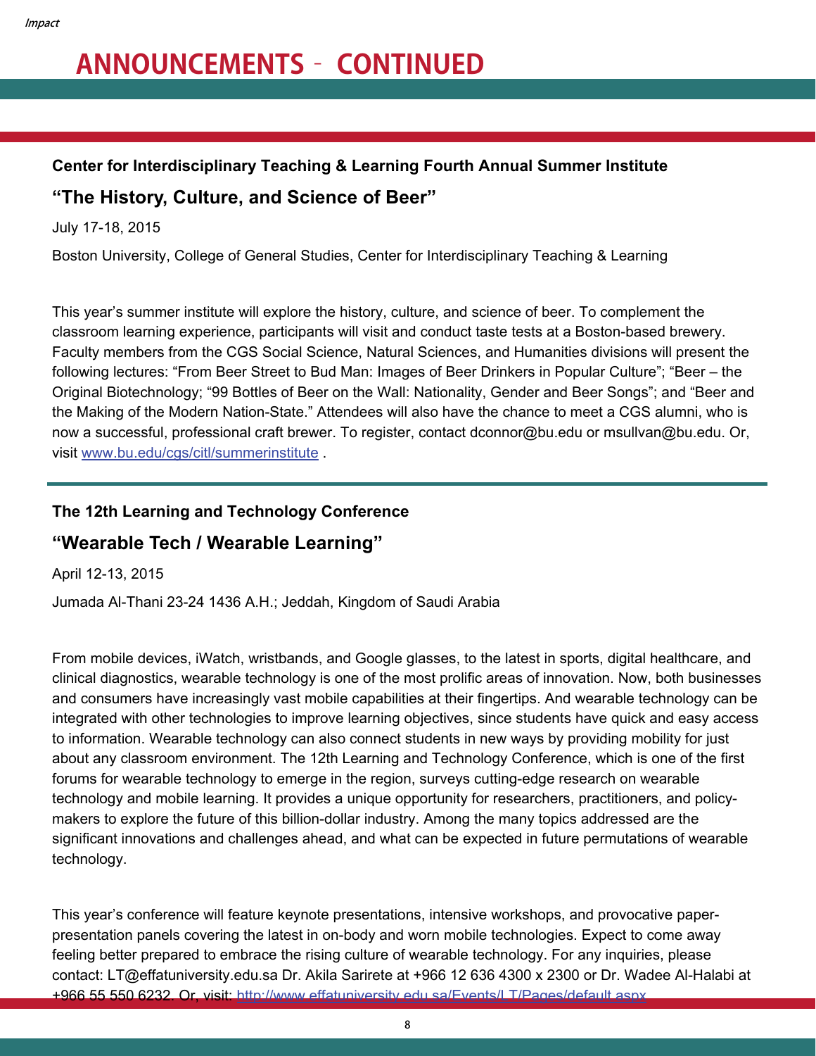// ANNOUNCEMENTS – CONTINUED

### Center for Interdisciplinary Teaching & Learning Fourth Annual Summer Institute

## "The History, Culture, and Science of Beer"

July 17-18, 2015

Boston University, College of General Studies, Center for Interdisciplinary Teaching & Learning

This year's summer institute will explore the history, culture, and science of beer. To complement the classroom learning experience, participants will visit and conduct taste tests at a Boston-based brewery. Faculty members from the CGS Social Science, Natural Sciences, and Humanities divisions will present the following lectures: "From Beer Street to Bud Man: Images of Beer Drinkers in Popular Culture"; "Beer – the Original Biotechnology; "99 Bottles of Beer on the Wall: Nationality, Gender and Beer Songs"; and "Beer and the Making of the Modern Nation-State." Attendees will also have the chance to meet a CGS alumni, who is now a successful, professional craft brewer. To register, contact dconnor@bu.edu or msullvan@bu.edu. Or, visit www.bu.edu/cgs/citl/summerinstitute .

---

### The 12th Learning and Technology Conference

## "Wearable Tech / Wearable Learning"

April 12-13, 2015

Jumada Al-Thani 23-24 1436 A.H.; Jeddah, Kingdom of Saudi Arabia

From mobile devices, iWatch, wristbands, and Google glasses, to the latest in sports, digital healthcare, and clinical diagnostics, wearable technology is one of the most prolific areas of innovation. Now, both businesses and consumers have increasingly vast mobile capabilities at their fingertips. And wearable technology can be integrated with other technologies to improve learning objectives, since students have quick and easy access to information. Wearable technology can also connect students in new ways by providing mobility for just about any classroom environment. The 12th Learning and Technology Conference, which is one of the first forums for wearable technology to emerge in the region, surveys cutting-edge research on wearable technology and mobile learning. It provides a unique opportunity for researchers, practitioners, and policy-makers to explore the future of this billion-dollar industry. Among the many topics addressed are the significant innovations and challenges ahead, and what can be expected in future permutations of wearable technology.

This year's conference will feature keynote presentations, intensive workshops, and provocative paper-presentation panels covering the latest in on-body and worn mobile technologies. Expect to come away feeling better prepared to embrace the rising culture of wearable technology. For any inquiries, please contact: LT@effatuniversity.edu.sa Dr. Akila Sarirete at +966 12 636 4300 x 2300 or Dr. Wadee Al-Halabi at +966 55 550 6232. Or, visit: http://www.effatuniversity.edu.sa/Events/LT/Pages/default.aspx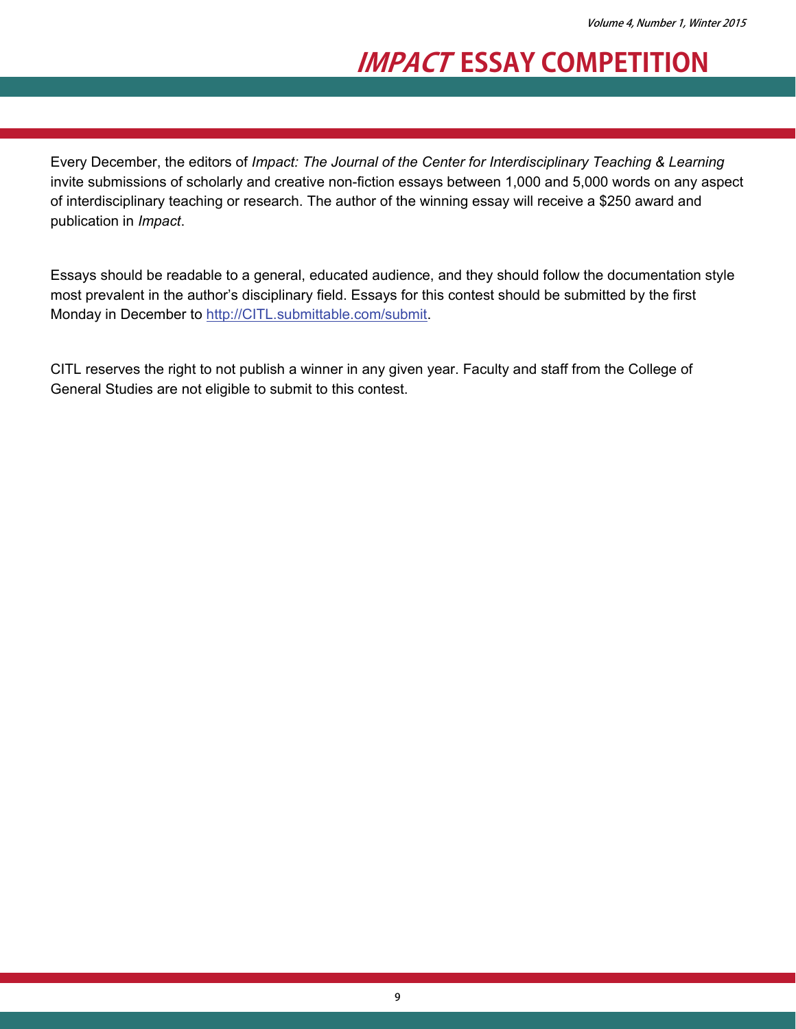# *IMPACT* ESSAY COMPETITION

Every December, the editors of *Impact: The Journal of the Center for Interdisciplinary Teaching & Learning* invite submissions of scholarly and creative non-fiction essays between 1,000 and 5,000 words on any aspect of interdisciplinary teaching or research. The author of the winning essay will receive a $250 award and publication in *Impact*.

Essays should be readable to a general, educated audience, and they should follow the documentation style most prevalent in the author's disciplinary field. Essays for this contest should be submitted by the first Monday in December to http://CITL.submittable.com/submit.

CITL reserves the right to not publish a winner in any given year. Faculty and staff from the College of General Studies are not eligible to submit to this contest.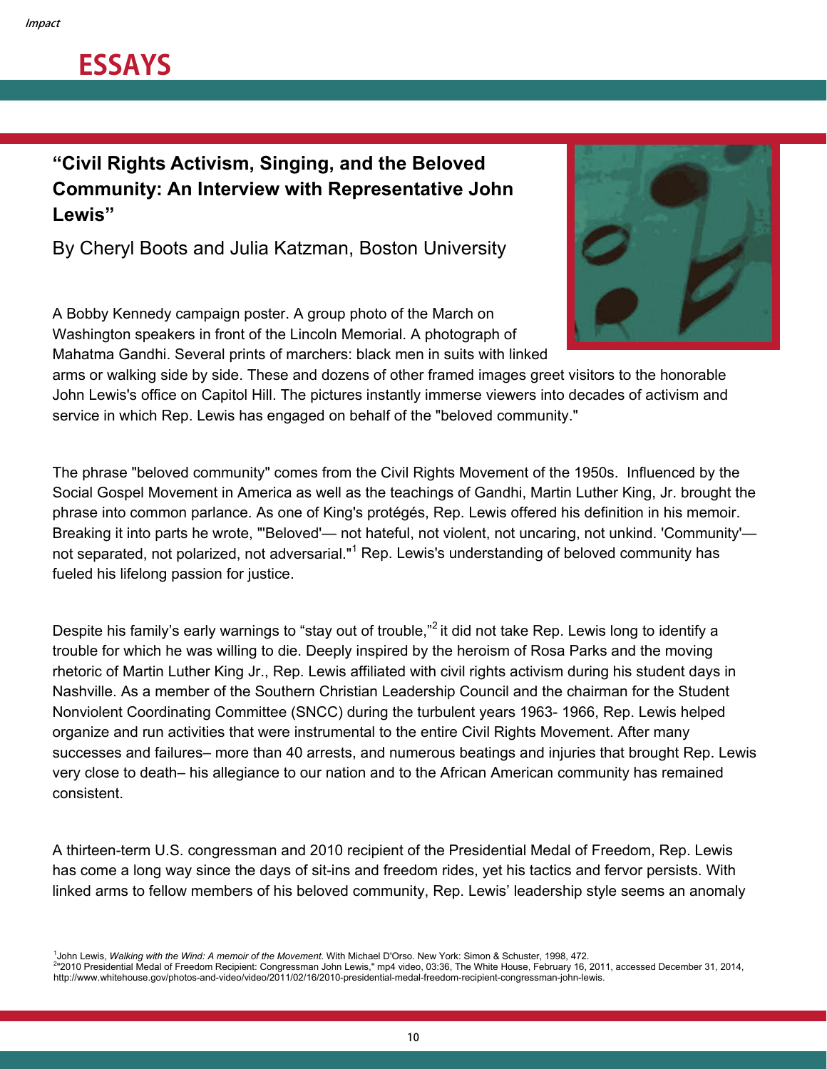# ESSAYS

## "Civil Rights Activism, Singing, and the Beloved Community: An Interview with Representative John Lewis"

By Cheryl Boots and Julia Katzman, Boston University

A Bobby Kennedy campaign poster. A group photo of the March on Washington speakers in front of the Lincoln Memorial. A photograph of Mahatma Gandhi. Several prints of marchers: black men in suits with linked arms or walking side by side. These and dozens of other framed images greet visitors to the honorable John Lewis's office on Capitol Hill. The pictures instantly immerse viewers into decades of activism and service in which Rep. Lewis has engaged on behalf of the "beloved community."

The phrase "beloved community" comes from the Civil Rights Movement of the 1950s. Influenced by the Social Gospel Movement in America as well as the teachings of Gandhi, Martin Luther King, Jr. brought the phrase into common parlance. As one of King's protégés, Rep. Lewis offered his definition in his memoir. Breaking it into parts he wrote, "'Beloved'— not hateful, not violent, not uncaring, not unkind. 'Community'— not separated, not polarized, not adversarial."[1] Rep. Lewis's understanding of beloved community has fueled his lifelong passion for justice.

Despite his family's early warnings to "stay out of trouble,"[2] it did not take Rep. Lewis long to identify a trouble for which he was willing to die. Deeply inspired by the heroism of Rosa Parks and the moving rhetoric of Martin Luther King Jr., Rep. Lewis affiliated with civil rights activism during his student days in Nashville. As a member of the Southern Christian Leadership Council and the chairman for the Student Nonviolent Coordinating Committee (SNCC) during the turbulent years 1963- 1966, Rep. Lewis helped organize and run activities that were instrumental to the entire Civil Rights Movement. After many successes and failures– more than 40 arrests, and numerous beatings and injuries that brought Rep. Lewis very close to death– his allegiance to our nation and to the African American community has remained consistent.

A thirteen-term U.S. congressman and 2010 recipient of the Presidential Medal of Freedom, Rep. Lewis has come a long way since the days of sit-ins and freedom rides, yet his tactics and fervor persists. With linked arms to fellow members of his beloved community, Rep. Lewis' leadership style seems an anomaly

[1] John Lewis, *Walking with the Wind: A memoir of the Movement*. With Michael D'Orso. New York: Simon & Schuster, 1998, 472.
[2] "2010 Presidential Medal of Freedom Recipient: Congressman John Lewis," mp4 video, 03:36, The White House, February 16, 2011, accessed December 31, 2014, http://www.whitehouse.gov/photos-and-video/video/2011/02/16/2010-presidential-medal-freedom-recipient-congressman-john-lewis.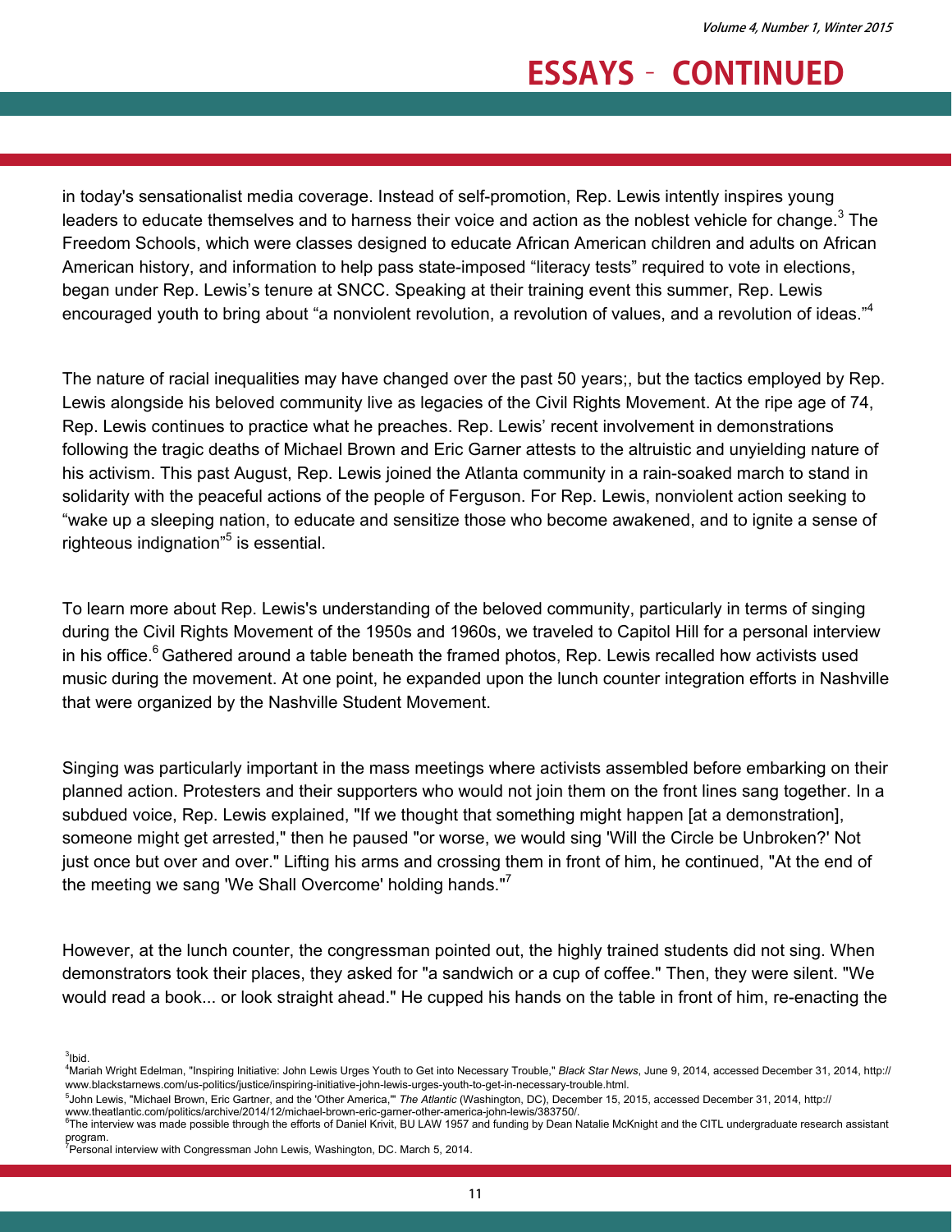in today's sensationalist media coverage. Instead of self-promotion, Rep. Lewis intently inspires young leaders to educate themselves and to harness their voice and action as the noblest vehicle for change.[3] The Freedom Schools, which were classes designed to educate African American children and adults on African American history, and information to help pass state-imposed "literacy tests" required to vote in elections, began under Rep. Lewis's tenure at SNCC. Speaking at their training event this summer, Rep. Lewis encouraged youth to bring about "a nonviolent revolution, a revolution of values, and a revolution of ideas."[4]

The nature of racial inequalities may have changed over the past 50 years;, but the tactics employed by Rep. Lewis alongside his beloved community live as legacies of the Civil Rights Movement. At the ripe age of 74, Rep. Lewis continues to practice what he preaches. Rep. Lewis' recent involvement in demonstrations following the tragic deaths of Michael Brown and Eric Garner attests to the altruistic and unyielding nature of his activism. This past August, Rep. Lewis joined the Atlanta community in a rain-soaked march to stand in solidarity with the peaceful actions of the people of Ferguson. For Rep. Lewis, nonviolent action seeking to "wake up a sleeping nation, to educate and sensitize those who become awakened, and to ignite a sense of righteous indignation"[5] is essential.

To learn more about Rep. Lewis's understanding of the beloved community, particularly in terms of singing during the Civil Rights Movement of the 1950s and 1960s, we traveled to Capitol Hill for a personal interview in his office.[6] Gathered around a table beneath the framed photos, Rep. Lewis recalled how activists used music during the movement. At one point, he expanded upon the lunch counter integration efforts in Nashville that were organized by the Nashville Student Movement.

Singing was particularly important in the mass meetings where activists assembled before embarking on their planned action. Protesters and their supporters who would not join them on the front lines sang together. In a subdued voice, Rep. Lewis explained, "If we thought that something might happen [at a demonstration], someone might get arrested," then he paused "or worse, we would sing 'Will the Circle be Unbroken?' Not just once but over and over." Lifting his arms and crossing them in front of him, he continued, "At the end of the meeting we sang 'We Shall Overcome' holding hands."[7]

However, at the lunch counter, the congressman pointed out, the highly trained students did not sing. When demonstrators took their places, they asked for "a sandwich or a cup of coffee." Then, they were silent. "We would read a book... or look straight ahead." He cupped his hands on the table in front of him, re-enacting the

---

[3] Ibid.

[4] Mariah Wright Edelman, "Inspiring Initiative: John Lewis Urges Youth to Get into Necessary Trouble," *Black Star News*, June 9, 2014, accessed December 31, 2014, http://www.blackstarnews.com/us-politics/justice/inspiring-initiative-john-lewis-urges-youth-to-get-in-necessary-trouble.html.

[5] John Lewis, "Michael Brown, Eric Gartner, and the 'Other America,'" *The Atlantic* (Washington, DC), December 15, 2015, accessed December 31, 2014, http://www.theatlantic.com/politics/archive/2014/12/michael-brown-eric-garner-other-america-john-lewis/383750/.

[6] The interview was made possible through the efforts of Daniel Krivit, BU LAW 1957 and funding by Dean Natalie McKnight and the CITL undergraduate research assistant program.

[7] Personal interview with Congressman John Lewis, Washington, DC. March 5, 2014.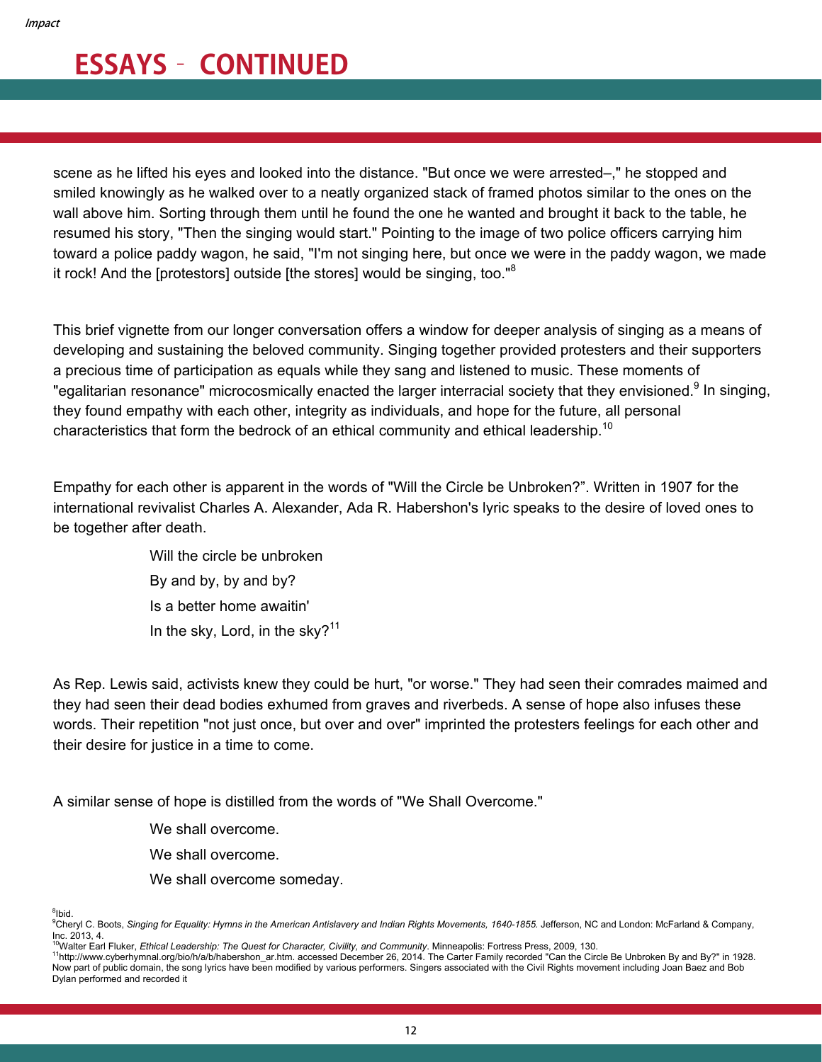## ESSAYS – CONTINUED

scene as he lifted his eyes and looked into the distance. "But once we were arrested–," he stopped and smiled knowingly as he walked over to a neatly organized stack of framed photos similar to the ones on the wall above him. Sorting through them until he found the one he wanted and brought it back to the table, he resumed his story, "Then the singing would start." Pointing to the image of two police officers carrying him toward a police paddy wagon, he said, "I'm not singing here, but once we were in the paddy wagon, we made it rock! And the [protestors] outside [the stores] would be singing, too."[8]

This brief vignette from our longer conversation offers a window for deeper analysis of singing as a means of developing and sustaining the beloved community. Singing together provided protesters and their supporters a precious time of participation as equals while they sang and listened to music. These moments of "egalitarian resonance" microcosmically enacted the larger interracial society that they envisioned.[9] In singing, they found empathy with each other, integrity as individuals, and hope for the future, all personal characteristics that form the bedrock of an ethical community and ethical leadership.[10]

Empathy for each other is apparent in the words of "Will the Circle be Unbroken?". Written in 1907 for the international revivalist Charles A. Alexander, Ada R. Habershon's lyric speaks to the desire of loved ones to be together after death.

> Will the circle be unbroken
> By and by, by and by?
> Is a better home awaitin'
> In the sky, Lord, in the sky?[11]

As Rep. Lewis said, activists knew they could be hurt, "or worse." They had seen their comrades maimed and they had seen their dead bodies exhumed from graves and riverbeds. A sense of hope also infuses these words. Their repetition "not just once, but over and over" imprinted the protesters feelings for each other and their desire for justice in a time to come.

A similar sense of hope is distilled from the words of "We Shall Overcome."

> We shall overcome.
> We shall overcome.
> We shall overcome someday.

[8]Ibid.
[9]Cheryl C. Boots, *Singing for Equality: Hymns in the American Antislavery and Indian Rights Movements, 1640-1855.* Jefferson, NC and London: McFarland & Company, Inc. 2013, 4.
[10]Walter Earl Fluker, *Ethical Leadership: The Quest for Character, Civility, and Community*. Minneapolis: Fortress Press, 2009, 130.
[11]http://www.cyberhymnal.org/bio/h/a/b/habershon_ar.htm. accessed December 26, 2014. The Carter Family recorded "Can the Circle Be Unbroken By and By?" in 1928. Now part of public domain, the song lyrics have been modified by various performers. Singers associated with the Civil Rights movement including Joan Baez and Bob Dylan performed and recorded it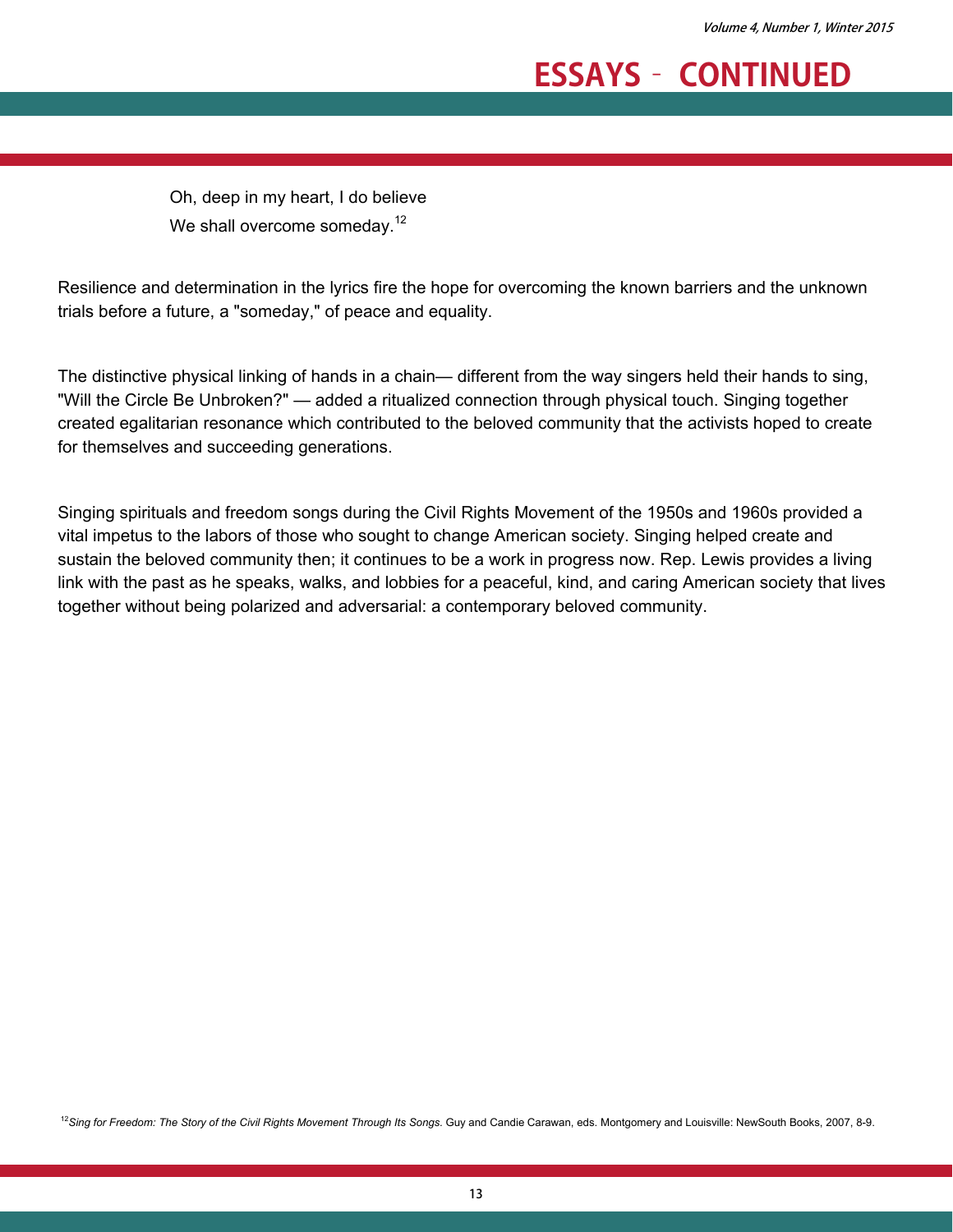Oh, deep in my heart, I do believe
We shall overcome someday.[12]

Resilience and determination in the lyrics fire the hope for overcoming the known barriers and the unknown trials before a future, a "someday," of peace and equality.

The distinctive physical linking of hands in a chain— different from the way singers held their hands to sing, "Will the Circle Be Unbroken?" — added a ritualized connection through physical touch. Singing together created egalitarian resonance which contributed to the beloved community that the activists hoped to create for themselves and succeeding generations.

Singing spirituals and freedom songs during the Civil Rights Movement of the 1950s and 1960s provided a vital impetus to the labors of those who sought to change American society. Singing helped create and sustain the beloved community then; it continues to be a work in progress now. Rep. Lewis provides a living link with the past as he speaks, walks, and lobbies for a peaceful, kind, and caring American society that lives together without being polarized and adversarial: a contemporary beloved community.

[12] *Sing for Freedom: The Story of the Civil Rights Movement Through Its Songs*. Guy and Candie Carawan, eds. Montgomery and Louisville: NewSouth Books, 2007, 8-9.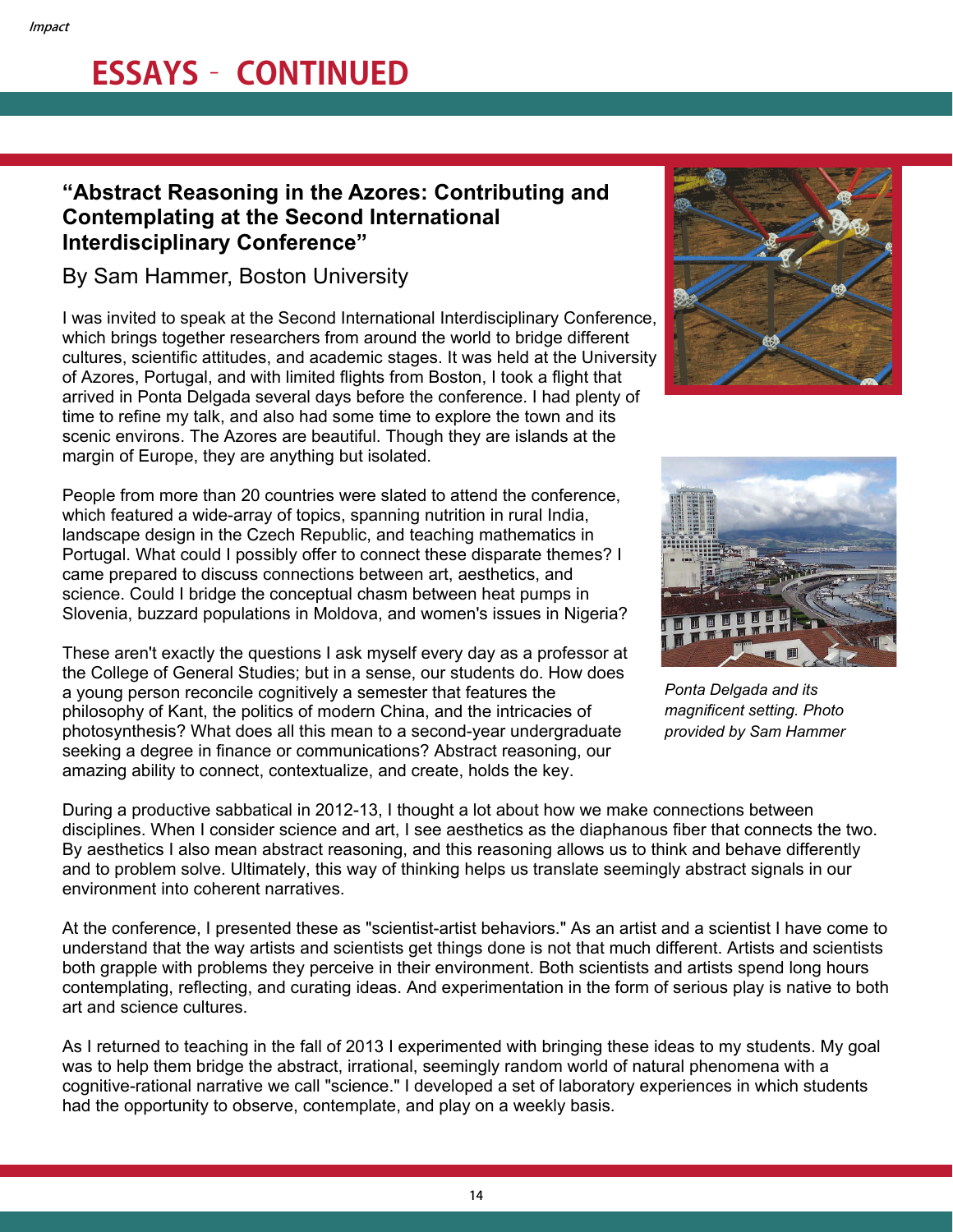# ESSAYS – CONTINUED

### "Abstract Reasoning in the Azores: Contributing and Contemplating at the Second International Interdisciplinary Conference"

By Sam Hammer, Boston University

I was invited to speak at the Second International Interdisciplinary Conference, which brings together researchers from around the world to bridge different cultures, scientific attitudes, and academic stages. It was held at the University of Azores, Portugal, and with limited flights from Boston, I took a flight that arrived in Ponta Delgada several days before the conference. I had plenty of time to refine my talk, and also had some time to explore the town and its scenic environs. The Azores are beautiful. Though they are islands at the margin of Europe, they are anything but isolated.

People from more than 20 countries were slated to attend the conference, which featured a wide-array of topics, spanning nutrition in rural India, landscape design in the Czech Republic, and teaching mathematics in Portugal. What could I possibly offer to connect these disparate themes? I came prepared to discuss connections between art, aesthetics, and science. Could I bridge the conceptual chasm between heat pumps in Slovenia, buzzard populations in Moldova, and women's issues in Nigeria?

These aren't exactly the questions I ask myself every day as a professor at the College of General Studies; but in a sense, our students do. How does a young person reconcile cognitively a semester that features the philosophy of Kant, the politics of modern China, and the intricacies of photosynthesis? What does all this mean to a second-year undergraduate seeking a degree in finance or communications? Abstract reasoning, our amazing ability to connect, contextualize, and create, holds the key.

*Ponta Delgada and its magnificent setting. Photo provided by Sam Hammer*

During a productive sabbatical in 2012-13, I thought a lot about how we make connections between disciplines. When I consider science and art, I see aesthetics as the diaphanous fiber that connects the two. By aesthetics I also mean abstract reasoning, and this reasoning allows us to think and behave differently and to problem solve. Ultimately, this way of thinking helps us translate seemingly abstract signals in our environment into coherent narratives.

At the conference, I presented these as "scientist-artist behaviors." As an artist and a scientist I have come to understand that the way artists and scientists get things done is not that much different. Artists and scientists both grapple with problems they perceive in their environment. Both scientists and artists spend long hours contemplating, reflecting, and curating ideas. And experimentation in the form of serious play is native to both art and science cultures.

As I returned to teaching in the fall of 2013 I experimented with bringing these ideas to my students. My goal was to help them bridge the abstract, irrational, seemingly random world of natural phenomena with a cognitive-rational narrative we call "science." I developed a set of laboratory experiences in which students had the opportunity to observe, contemplate, and play on a weekly basis.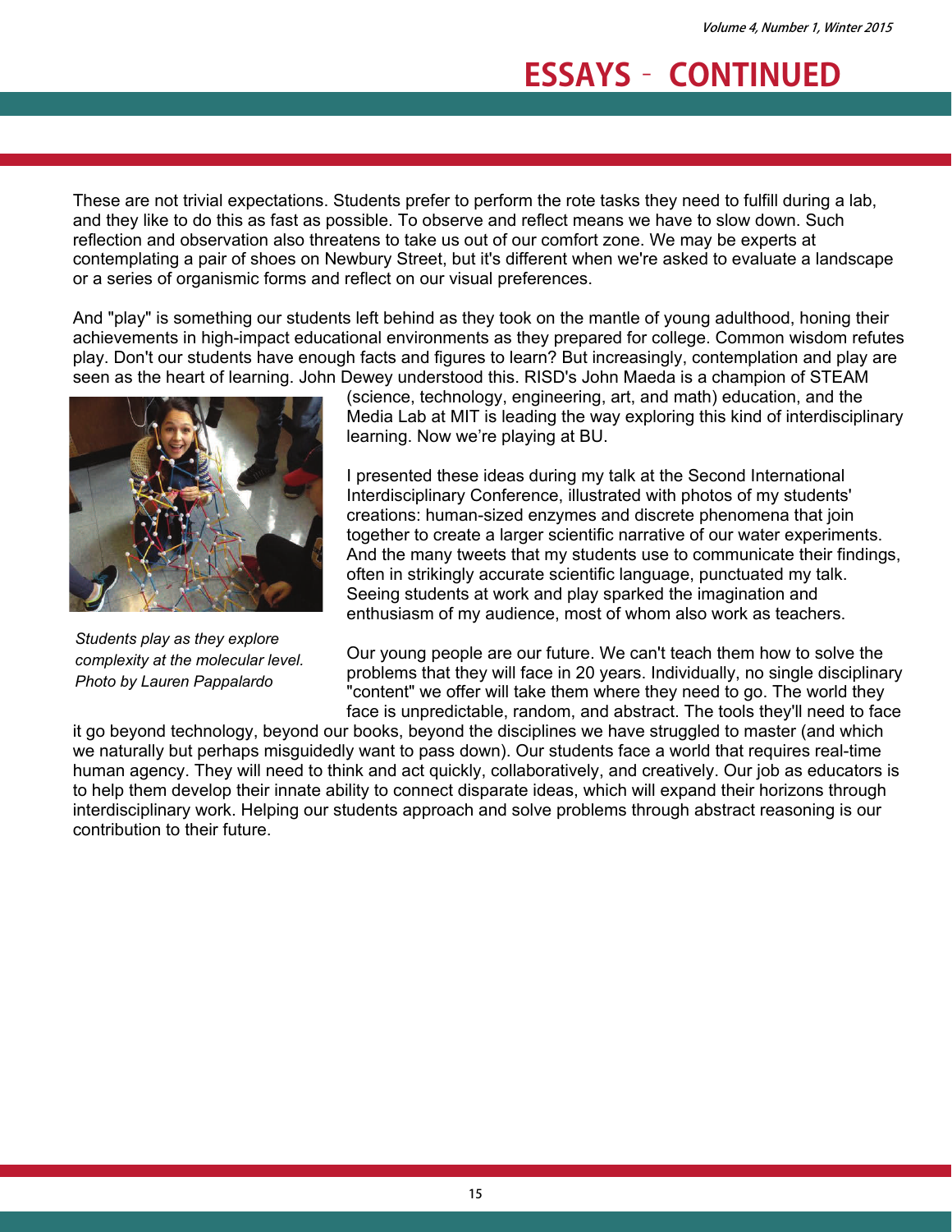# ESSAYS - CONTINUED

These are not trivial expectations. Students prefer to perform the rote tasks they need to fulfill during a lab, and they like to do this as fast as possible. To observe and reflect means we have to slow down. Such reflection and observation also threatens to take us out of our comfort zone. We may be experts at contemplating a pair of shoes on Newbury Street, but it's different when we're asked to evaluate a landscape or a series of organismic forms and reflect on our visual preferences.

And "play" is something our students left behind as they took on the mantle of young adulthood, honing their achievements in high-impact educational environments as they prepared for college. Common wisdom refutes play. Don't our students have enough facts and figures to learn? But increasingly, contemplation and play are seen as the heart of learning. John Dewey understood this. RISD's John Maeda is a champion of STEAM (science, technology, engineering, art, and math) education, and the Media Lab at MIT is leading the way exploring this kind of interdisciplinary learning. Now we're playing at BU.

*Students play as they explore complexity at the molecular level. Photo by Lauren Pappalardo*

I presented these ideas during my talk at the Second International Interdisciplinary Conference, illustrated with photos of my students' creations: human-sized enzymes and discrete phenomena that join together to create a larger scientific narrative of our water experiments. And the many tweets that my students use to communicate their findings, often in strikingly accurate scientific language, punctuated my talk. Seeing students at work and play sparked the imagination and enthusiasm of my audience, most of whom also work as teachers.

Our young people are our future. We can't teach them how to solve the problems that they will face in 20 years. Individually, no single disciplinary "content" we offer will take them where they need to go. The world they face is unpredictable, random, and abstract. The tools they'll need to face it go beyond technology, beyond our books, beyond the disciplines we have struggled to master (and which we naturally but perhaps misguidedly want to pass down). Our students face a world that requires real-time human agency. They will need to think and act quickly, collaboratively, and creatively. Our job as educators is to help them develop their innate ability to connect disparate ideas, which will expand their horizons through interdisciplinary work. Helping our students approach and solve problems through abstract reasoning is our contribution to their future.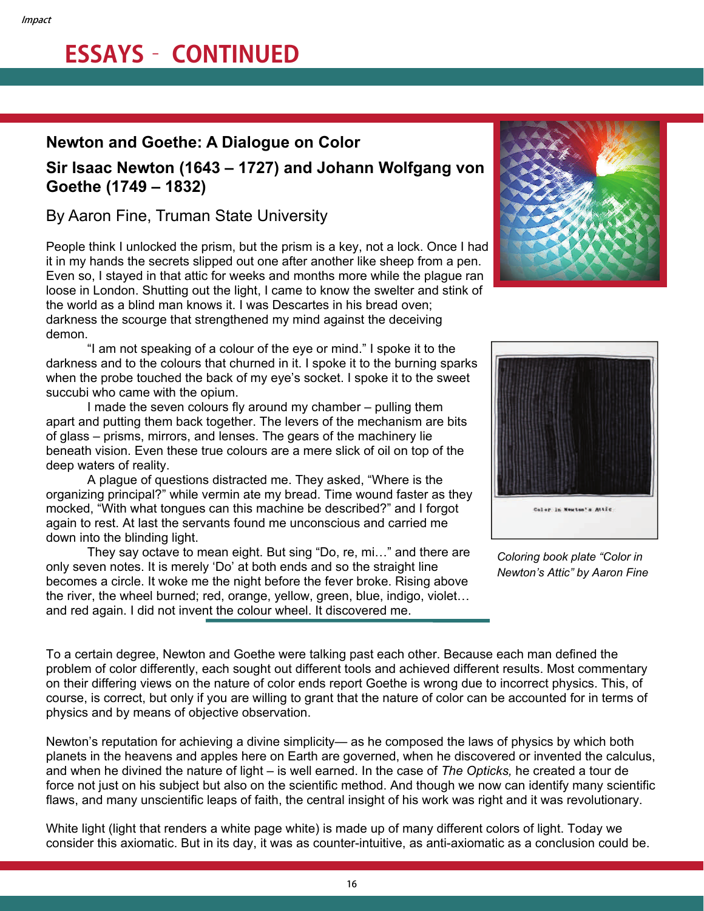## ESSAYS – CONTINUED

### Newton and Goethe: A Dialogue on Color

### Sir Isaac Newton (1643 – 1727) and Johann Wolfgang von Goethe (1749 – 1832)

By Aaron Fine, Truman State University

People think I unlocked the prism, but the prism is a key, not a lock. Once I had it in my hands the secrets slipped out one after another like sheep from a pen. Even so, I stayed in that attic for weeks and months more while the plague ran loose in London. Shutting out the light, I came to know the swelter and stink of the world as a blind man knows it. I was Descartes in his bread oven; darkness the scourge that strengthened my mind against the deceiving demon.

"I am not speaking of a colour of the eye or mind." I spoke it to the darkness and to the colours that churned in it. I spoke it to the burning sparks when the probe touched the back of my eye's socket. I spoke it to the sweet succubi who came with the opium.

I made the seven colours fly around my chamber – pulling them apart and putting them back together. The levers of the mechanism are bits of glass – prisms, mirrors, and lenses. The gears of the machinery lie beneath vision. Even these true colours are a mere slick of oil on top of the deep waters of reality.

A plague of questions distracted me. They asked, "Where is the organizing principal?" while vermin ate my bread. Time wound faster as they mocked, "With what tongues can this machine be described?" and I forgot again to rest. At last the servants found me unconscious and carried me down into the blinding light.

They say octave to mean eight. But sing "Do, re, mi…" and there are only seven notes. It is merely 'Do' at both ends and so the straight line becomes a circle. It woke me the night before the fever broke. Rising above the river, the wheel burned; red, orange, yellow, green, blue, indigo, violet… and red again. I did not invent the colour wheel. It discovered me.

*Coloring book plate "Color in Newton's Attic" by Aaron Fine*

To a certain degree, Newton and Goethe were talking past each other. Because each man defined the problem of color differently, each sought out different tools and achieved different results. Most commentary on their differing views on the nature of color ends report Goethe is wrong due to incorrect physics. This, of course, is correct, but only if you are willing to grant that the nature of color can be accounted for in terms of physics and by means of objective observation.

Newton's reputation for achieving a divine simplicity— as he composed the laws of physics by which both planets in the heavens and apples here on Earth are governed, when he discovered or invented the calculus, and when he divined the nature of light – is well earned. In the case of *The Opticks,* he created a tour de force not just on his subject but also on the scientific method. And though we now can identify many scientific flaws, and many unscientific leaps of faith, the central insight of his work was right and it was revolutionary.

White light (light that renders a white page white) is made up of many different colors of light. Today we consider this axiomatic. But in its day, it was as counter-intuitive, as anti-axiomatic as a conclusion could be.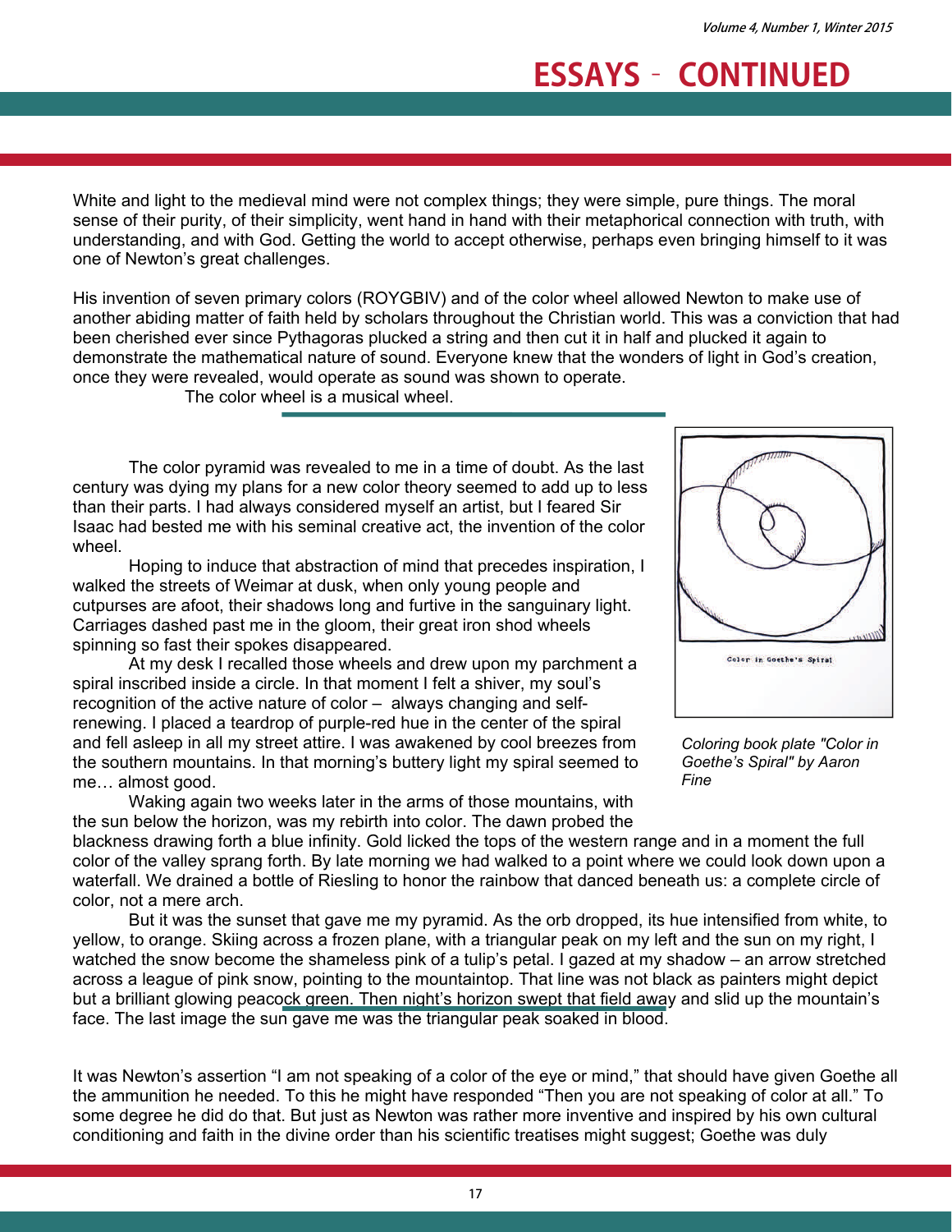## ESSAYS - CONTINUED

White and light to the medieval mind were not complex things; they were simple, pure things. The moral sense of their purity, of their simplicity, went hand in hand with their metaphorical connection with truth, with understanding, and with God. Getting the world to accept otherwise, perhaps even bringing himself to it was one of Newton's great challenges.

His invention of seven primary colors (ROYGBIV) and of the color wheel allowed Newton to make use of another abiding matter of faith held by scholars throughout the Christian world. This was a conviction that had been cherished ever since Pythagoras plucked a string and then cut it in half and plucked it again to demonstrate the mathematical nature of sound. Everyone knew that the wonders of light in God's creation, once they were revealed, would operate as sound was shown to operate.

The color wheel is a musical wheel.

---

The color pyramid was revealed to me in a time of doubt. As the last century was dying my plans for a new color theory seemed to add up to less than their parts. I had always considered myself an artist, but I feared Sir Isaac had bested me with his seminal creative act, the invention of the color wheel.

Hoping to induce that abstraction of mind that precedes inspiration, I walked the streets of Weimar at dusk, when only young people and cutpurses are afoot, their shadows long and furtive in the sanguinary light. Carriages dashed past me in the gloom, their great iron shod wheels spinning so fast their spokes disappeared.

At my desk I recalled those wheels and drew upon my parchment a spiral inscribed inside a circle. In that moment I felt a shiver, my soul's recognition of the active nature of color – always changing and self-renewing. I placed a teardrop of purple-red hue in the center of the spiral and fell asleep in all my street attire. I was awakened by cool breezes from the southern mountains. In that morning's buttery light my spiral seemed to me… almost good.

*Coloring book plate "Color in Goethe's Spiral" by Aaron Fine*

Waking again two weeks later in the arms of those mountains, with the sun below the horizon, was my rebirth into color. The dawn probed the blackness drawing forth a blue infinity. Gold licked the tops of the western range and in a moment the full color of the valley sprang forth. By late morning we had walked to a point where we could look down upon a waterfall. We drained a bottle of Riesling to honor the rainbow that danced beneath us: a complete circle of color, not a mere arch.

But it was the sunset that gave me my pyramid. As the orb dropped, its hue intensified from white, to yellow, to orange. Skiing across a frozen plane, with a triangular peak on my left and the sun on my right, I watched the snow become the shameless pink of a tulip's petal. I gazed at my shadow – an arrow stretched across a league of pink snow, pointing to the mountaintop. That line was not black as painters might depict but a brilliant glowing peacock green. Then night's horizon swept that field away and slid up the mountain's face. The last image the sun gave me was the triangular peak soaked in blood.

It was Newton's assertion "I am not speaking of a color of the eye or mind," that should have given Goethe all the ammunition he needed. To this he might have responded "Then you are not speaking of color at all." To some degree he did do that. But just as Newton was rather more inventive and inspired by his own cultural conditioning and faith in the divine order than his scientific treatises might suggest; Goethe was duly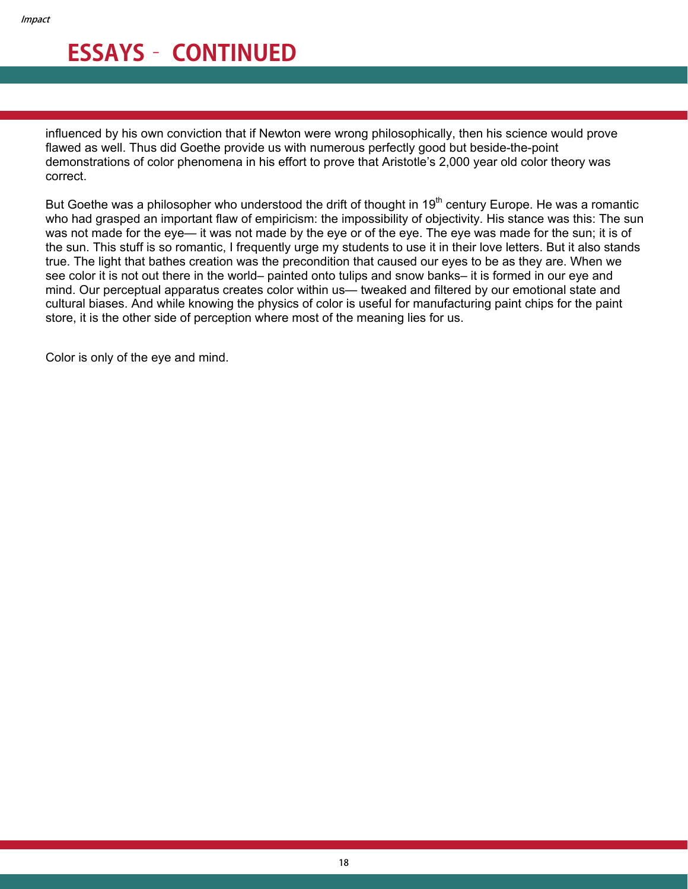# ESSAYS – CONTINUED

influenced by his own conviction that if Newton were wrong philosophically, then his science would prove flawed as well. Thus did Goethe provide us with numerous perfectly good but beside-the-point demonstrations of color phenomena in his effort to prove that Aristotle's 2,000 year old color theory was correct.

But Goethe was a philosopher who understood the drift of thought in 19th century Europe. He was a romantic who had grasped an important flaw of empiricism: the impossibility of objectivity. His stance was this: The sun was not made for the eye— it was not made by the eye or of the eye. The eye was made for the sun; it is of the sun. This stuff is so romantic, I frequently urge my students to use it in their love letters. But it also stands true. The light that bathes creation was the precondition that caused our eyes to be as they are. When we see color it is not out there in the world– painted onto tulips and snow banks– it is formed in our eye and mind. Our perceptual apparatus creates color within us— tweaked and filtered by our emotional state and cultural biases. And while knowing the physics of color is useful for manufacturing paint chips for the paint store, it is the other side of perception where most of the meaning lies for us.

Color is only of the eye and mind.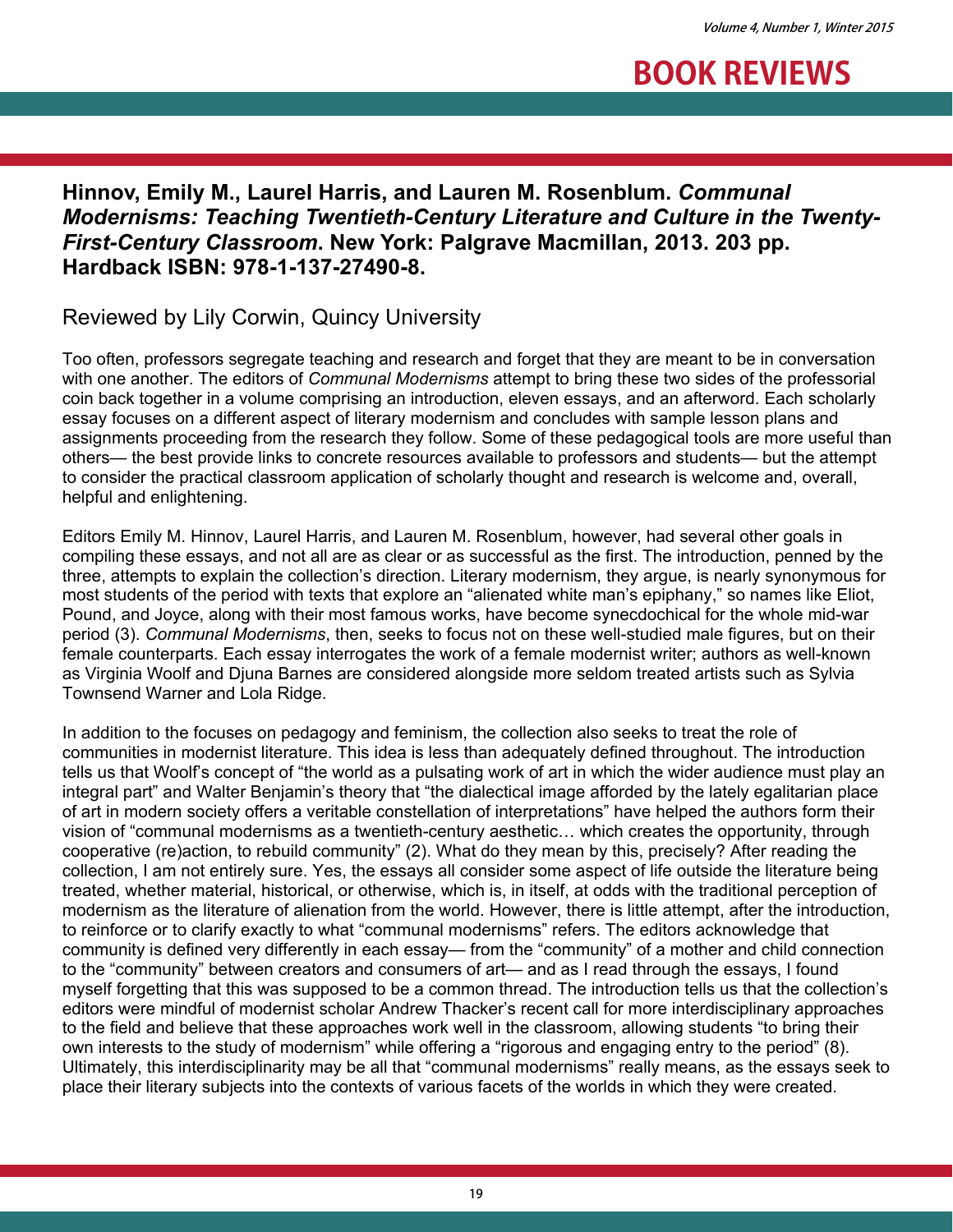# BOOK REVIEWS

**Hinnov, Emily M., Laurel Harris, and Lauren M. Rosenblum. *Communal Modernisms: Teaching Twentieth-Century Literature and Culture in the Twenty-First-Century Classroom*. New York: Palgrave Macmillan, 2013. 203 pp. Hardback ISBN: 978-1-137-27490-8.**

Reviewed by Lily Corwin, Quincy University

Too often, professors segregate teaching and research and forget that they are meant to be in conversation with one another. The editors of *Communal Modernisms* attempt to bring these two sides of the professorial coin back together in a volume comprising an introduction, eleven essays, and an afterword. Each scholarly essay focuses on a different aspect of literary modernism and concludes with sample lesson plans and assignments proceeding from the research they follow. Some of these pedagogical tools are more useful than others— the best provide links to concrete resources available to professors and students— but the attempt to consider the practical classroom application of scholarly thought and research is welcome and, overall, helpful and enlightening.

Editors Emily M. Hinnov, Laurel Harris, and Lauren M. Rosenblum, however, had several other goals in compiling these essays, and not all are as clear or as successful as the first. The introduction, penned by the three, attempts to explain the collection's direction. Literary modernism, they argue, is nearly synonymous for most students of the period with texts that explore an "alienated white man's epiphany," so names like Eliot, Pound, and Joyce, along with their most famous works, have become synecdochical for the whole mid-war period (3). *Communal Modernisms*, then, seeks to focus not on these well-studied male figures, but on their female counterparts. Each essay interrogates the work of a female modernist writer; authors as well-known as Virginia Woolf and Djuna Barnes are considered alongside more seldom treated artists such as Sylvia Townsend Warner and Lola Ridge.

In addition to the focuses on pedagogy and feminism, the collection also seeks to treat the role of communities in modernist literature. This idea is less than adequately defined throughout. The introduction tells us that Woolf's concept of "the world as a pulsating work of art in which the wider audience must play an integral part" and Walter Benjamin's theory that "the dialectical image afforded by the lately egalitarian place of art in modern society offers a veritable constellation of interpretations" have helped the authors form their vision of "communal modernisms as a twentieth-century aesthetic… which creates the opportunity, through cooperative (re)action, to rebuild community" (2). What do they mean by this, precisely? After reading the collection, I am not entirely sure. Yes, the essays all consider some aspect of life outside the literature being treated, whether material, historical, or otherwise, which is, in itself, at odds with the traditional perception of modernism as the literature of alienation from the world. However, there is little attempt, after the introduction, to reinforce or to clarify exactly to what "communal modernisms" refers. The editors acknowledge that community is defined very differently in each essay— from the "community" of a mother and child connection to the "community" between creators and consumers of art— and as I read through the essays, I found myself forgetting that this was supposed to be a common thread. The introduction tells us that the collection's editors were mindful of modernist scholar Andrew Thacker's recent call for more interdisciplinary approaches to the field and believe that these approaches work well in the classroom, allowing students "to bring their own interests to the study of modernism" while offering a "rigorous and engaging entry to the period" (8). Ultimately, this interdisciplinarity may be all that "communal modernisms" really means, as the essays seek to place their literary subjects into the contexts of various facets of the worlds in which they were created.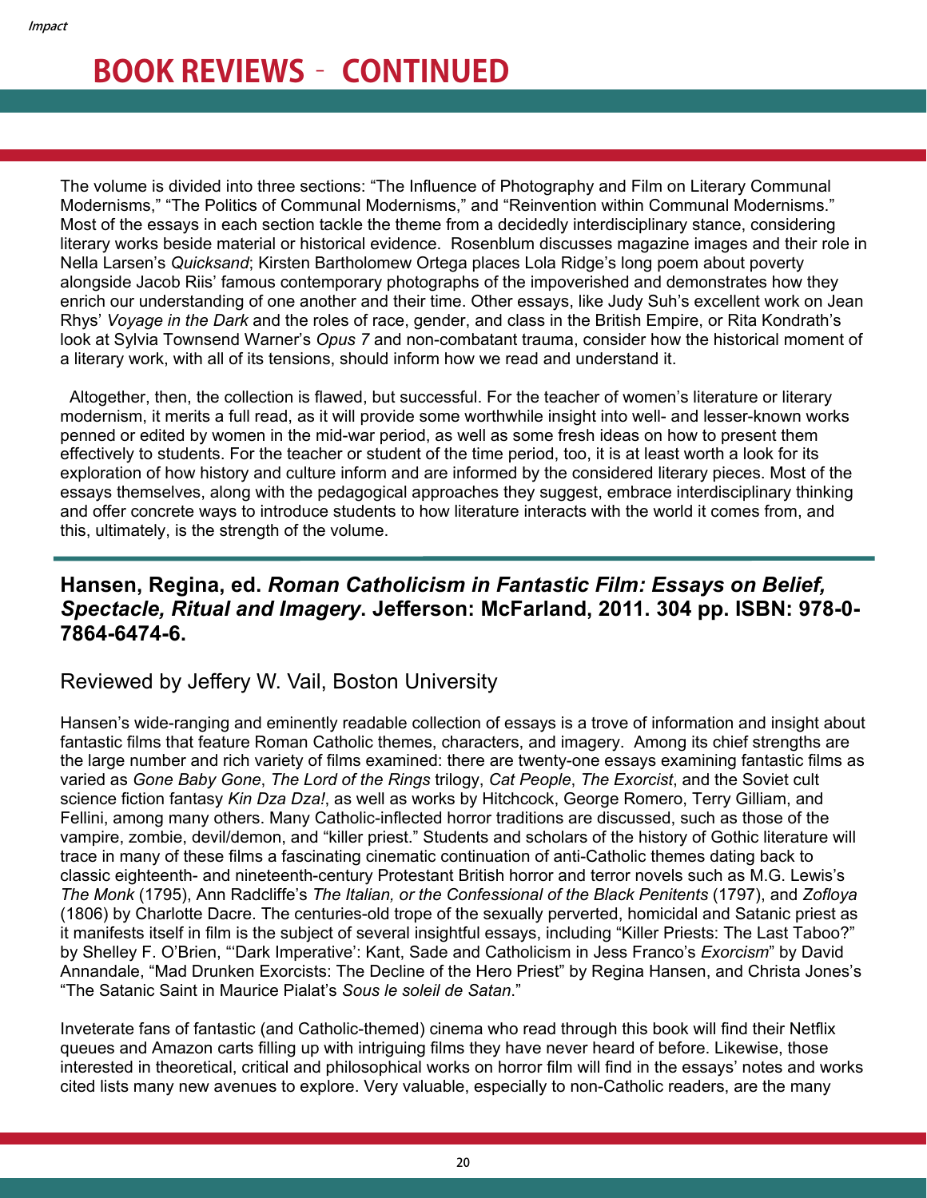# BOOK REVIEWS - CONTINUED

The volume is divided into three sections: "The Influence of Photography and Film on Literary Communal Modernisms," "The Politics of Communal Modernisms," and "Reinvention within Communal Modernisms." Most of the essays in each section tackle the theme from a decidedly interdisciplinary stance, considering literary works beside material or historical evidence. Rosenblum discusses magazine images and their role in Nella Larsen's *Quicksand*; Kirsten Bartholomew Ortega places Lola Ridge's long poem about poverty alongside Jacob Riis' famous contemporary photographs of the impoverished and demonstrates how they enrich our understanding of one another and their time. Other essays, like Judy Suh's excellent work on Jean Rhys' *Voyage in the Dark* and the roles of race, gender, and class in the British Empire, or Rita Kondrath's look at Sylvia Townsend Warner's *Opus 7* and non-combatant trauma, consider how the historical moment of a literary work, with all of its tensions, should inform how we read and understand it.

Altogether, then, the collection is flawed, but successful. For the teacher of women's literature or literary modernism, it merits a full read, as it will provide some worthwhile insight into well- and lesser-known works penned or edited by women in the mid-war period, as well as some fresh ideas on how to present them effectively to students. For the teacher or student of the time period, too, it is at least worth a look for its exploration of how history and culture inform and are informed by the considered literary pieces. Most of the essays themselves, along with the pedagogical approaches they suggest, embrace interdisciplinary thinking and offer concrete ways to introduce students to how literature interacts with the world it comes from, and this, ultimately, is the strength of the volume.

---

### Hansen, Regina, ed. *Roman Catholicism in Fantastic Film: Essays on Belief, Spectacle, Ritual and Imagery*. Jefferson: McFarland, 2011. 304 pp. ISBN: 978-0-7864-6474-6.

Reviewed by Jeffery W. Vail, Boston University

Hansen's wide-ranging and eminently readable collection of essays is a trove of information and insight about fantastic films that feature Roman Catholic themes, characters, and imagery. Among its chief strengths are the large number and rich variety of films examined: there are twenty-one essays examining fantastic films as varied as *Gone Baby Gone*, *The Lord of the Rings* trilogy, *Cat People*, *The Exorcist*, and the Soviet cult science fiction fantasy *Kin Dza Dza!*, as well as works by Hitchcock, George Romero, Terry Gilliam, and Fellini, among many others. Many Catholic-inflected horror traditions are discussed, such as those of the vampire, zombie, devil/demon, and "killer priest." Students and scholars of the history of Gothic literature will trace in many of these films a fascinating cinematic continuation of anti-Catholic themes dating back to classic eighteenth- and nineteenth-century Protestant British horror and terror novels such as M.G. Lewis's *The Monk* (1795), Ann Radcliffe's *The Italian, or the Confessional of the Black Penitents* (1797), and *Zofloya* (1806) by Charlotte Dacre. The centuries-old trope of the sexually perverted, homicidal and Satanic priest as it manifests itself in film is the subject of several insightful essays, including "Killer Priests: The Last Taboo?" by Shelley F. O'Brien, "'Dark Imperative': Kant, Sade and Catholicism in Jess Franco's *Exorcism*" by David Annandale, "Mad Drunken Exorcists: The Decline of the Hero Priest" by Regina Hansen, and Christa Jones's "The Satanic Saint in Maurice Pialat's *Sous le soleil de Satan*."

Inveterate fans of fantastic (and Catholic-themed) cinema who read through this book will find their Netflix queues and Amazon carts filling up with intriguing films they have never heard of before. Likewise, those interested in theoretical, critical and philosophical works on horror film will find in the essays' notes and works cited lists many new avenues to explore. Very valuable, especially to non-Catholic readers, are the many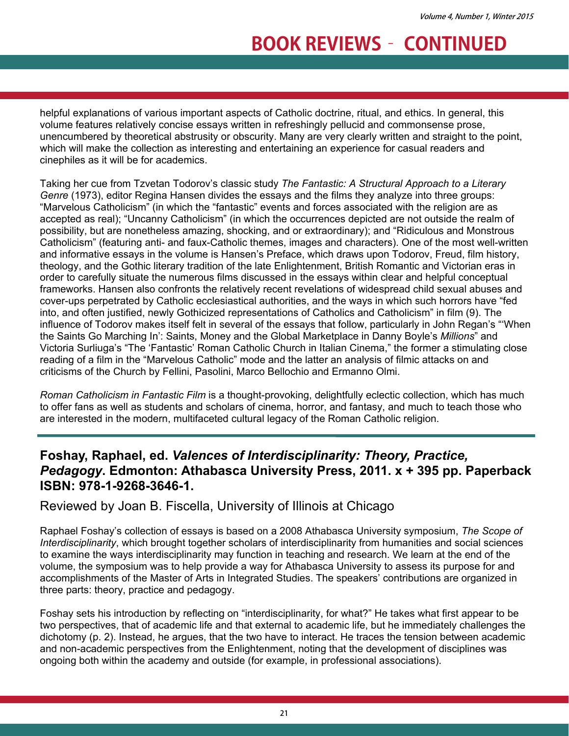helpful explanations of various important aspects of Catholic doctrine, ritual, and ethics. In general, this volume features relatively concise essays written in refreshingly pellucid and commonsense prose, unencumbered by theoretical abstrusity or obscurity. Many are very clearly written and straight to the point, which will make the collection as interesting and entertaining an experience for casual readers and cinephiles as it will be for academics.

Taking her cue from Tzvetan Todorov's classic study *The Fantastic: A Structural Approach to a Literary Genre* (1973), editor Regina Hansen divides the essays and the films they analyze into three groups: "Marvelous Catholicism" (in which the "fantastic" events and forces associated with the religion are as accepted as real); "Uncanny Catholicism" (in which the occurrences depicted are not outside the realm of possibility, but are nonetheless amazing, shocking, and or extraordinary); and "Ridiculous and Monstrous Catholicism" (featuring anti- and faux-Catholic themes, images and characters). One of the most well-written and informative essays in the volume is Hansen's Preface, which draws upon Todorov, Freud, film history, theology, and the Gothic literary tradition of the late Enlightenment, British Romantic and Victorian eras in order to carefully situate the numerous films discussed in the essays within clear and helpful conceptual frameworks. Hansen also confronts the relatively recent revelations of widespread child sexual abuses and cover-ups perpetrated by Catholic ecclesiastical authorities, and the ways in which such horrors have "fed into, and often justified, newly Gothicized representations of Catholics and Catholicism" in film (9). The influence of Todorov makes itself felt in several of the essays that follow, particularly in John Regan's "'When the Saints Go Marching In': Saints, Money and the Global Marketplace in Danny Boyle's *Millions*" and Victoria Surliuga's "The 'Fantastic' Roman Catholic Church in Italian Cinema," the former a stimulating close reading of a film in the "Marvelous Catholic" mode and the latter an analysis of filmic attacks on and criticisms of the Church by Fellini, Pasolini, Marco Bellochio and Ermanno Olmi.

*Roman Catholicism in Fantastic Film* is a thought-provoking, delightfully eclectic collection, which has much to offer fans as well as students and scholars of cinema, horror, and fantasy, and much to teach those who are interested in the modern, multifaceted cultural legacy of the Roman Catholic religion.

---

## Foshay, Raphael, ed. *Valences of Interdisciplinarity: Theory, Practice, Pedagogy*. Edmonton: Athabasca University Press, 2011. x + 395 pp. Paperback ISBN: 978-1-9268-3646-1.

Reviewed by Joan B. Fiscella, University of Illinois at Chicago

Raphael Foshay's collection of essays is based on a 2008 Athabasca University symposium, *The Scope of Interdisciplinarity*, which brought together scholars of interdisciplinarity from humanities and social sciences to examine the ways interdisciplinarity may function in teaching and research. We learn at the end of the volume, the symposium was to help provide a way for Athabasca University to assess its purpose for and accomplishments of the Master of Arts in Integrated Studies. The speakers' contributions are organized in three parts: theory, practice and pedagogy.

Foshay sets his introduction by reflecting on "interdisciplinarity, for what?" He takes what first appear to be two perspectives, that of academic life and that external to academic life, but he immediately challenges the dichotomy (p. 2). Instead, he argues, that the two have to interact. He traces the tension between academic and non-academic perspectives from the Enlightenment, noting that the development of disciplines was ongoing both within the academy and outside (for example, in professional associations).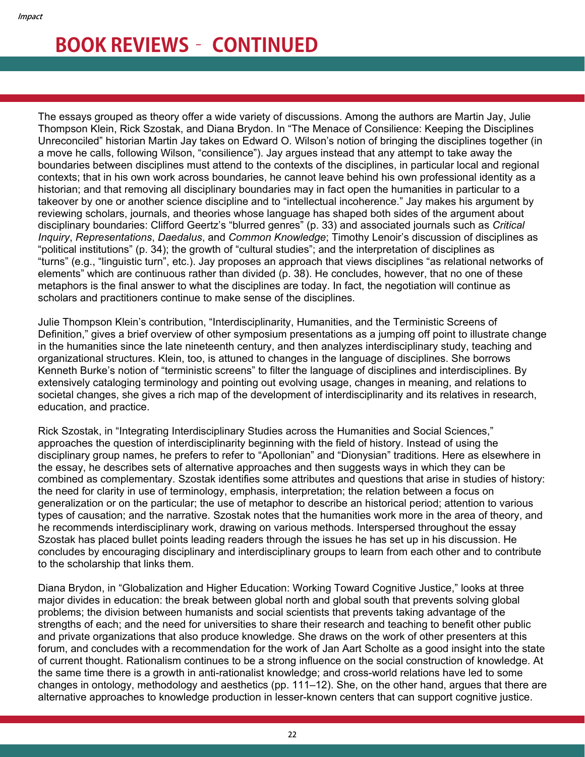# BOOK REVIEWS – CONTINUED

The essays grouped as theory offer a wide variety of discussions. Among the authors are Martin Jay, Julie Thompson Klein, Rick Szostak, and Diana Brydon. In "The Menace of Consilience: Keeping the Disciplines Unreconciled" historian Martin Jay takes on Edward O. Wilson's notion of bringing the disciplines together (in a move he calls, following Wilson, "consilience"). Jay argues instead that any attempt to take away the boundaries between disciplines must attend to the contexts of the disciplines, in particular local and regional contexts; that in his own work across boundaries, he cannot leave behind his own professional identity as a historian; and that removing all disciplinary boundaries may in fact open the humanities in particular to a takeover by one or another science discipline and to "intellectual incoherence." Jay makes his argument by reviewing scholars, journals, and theories whose language has shaped both sides of the argument about disciplinary boundaries: Clifford Geertz's "blurred genres" (p. 33) and associated journals such as *Critical Inquiry*, *Representations*, *Daedalus*, and *Common Knowledge*; Timothy Lenoir's discussion of disciplines as "political institutions" (p. 34); the growth of "cultural studies"; and the interpretation of disciplines as "turns" (e.g., "linguistic turn", etc.). Jay proposes an approach that views disciplines "as relational networks of elements" which are continuous rather than divided (p. 38). He concludes, however, that no one of these metaphors is the final answer to what the disciplines are today. In fact, the negotiation will continue as scholars and practitioners continue to make sense of the disciplines.

Julie Thompson Klein's contribution, "Interdisciplinarity, Humanities, and the Terministic Screens of Definition," gives a brief overview of other symposium presentations as a jumping off point to illustrate change in the humanities since the late nineteenth century, and then analyzes interdisciplinary study, teaching and organizational structures. Klein, too, is attuned to changes in the language of disciplines. She borrows Kenneth Burke's notion of "terministic screens" to filter the language of disciplines and interdisciplines. By extensively cataloging terminology and pointing out evolving usage, changes in meaning, and relations to societal changes, she gives a rich map of the development of interdisciplinarity and its relatives in research, education, and practice.

Rick Szostak, in "Integrating Interdisciplinary Studies across the Humanities and Social Sciences," approaches the question of interdisciplinarity beginning with the field of history. Instead of using the disciplinary group names, he prefers to refer to "Apollonian" and "Dionysian" traditions. Here as elsewhere in the essay, he describes sets of alternative approaches and then suggests ways in which they can be combined as complementary. Szostak identifies some attributes and questions that arise in studies of history: the need for clarity in use of terminology, emphasis, interpretation; the relation between a focus on generalization or on the particular; the use of metaphor to describe an historical period; attention to various types of causation; and the narrative. Szostak notes that the humanities work more in the area of theory, and he recommends interdisciplinary work, drawing on various methods. Interspersed throughout the essay Szostak has placed bullet points leading readers through the issues he has set up in his discussion. He concludes by encouraging disciplinary and interdisciplinary groups to learn from each other and to contribute to the scholarship that links them.

Diana Brydon, in "Globalization and Higher Education: Working Toward Cognitive Justice," looks at three major divides in education: the break between global north and global south that prevents solving global problems; the division between humanists and social scientists that prevents taking advantage of the strengths of each; and the need for universities to share their research and teaching to benefit other public and private organizations that also produce knowledge. She draws on the work of other presenters at this forum, and concludes with a recommendation for the work of Jan Aart Scholte as a good insight into the state of current thought. Rationalism continues to be a strong influence on the social construction of knowledge. At the same time there is a growth in anti-rationalist knowledge; and cross-world relations have led to some changes in ontology, methodology and aesthetics (pp. 111–12). She, on the other hand, argues that there are alternative approaches to knowledge production in lesser-known centers that can support cognitive justice.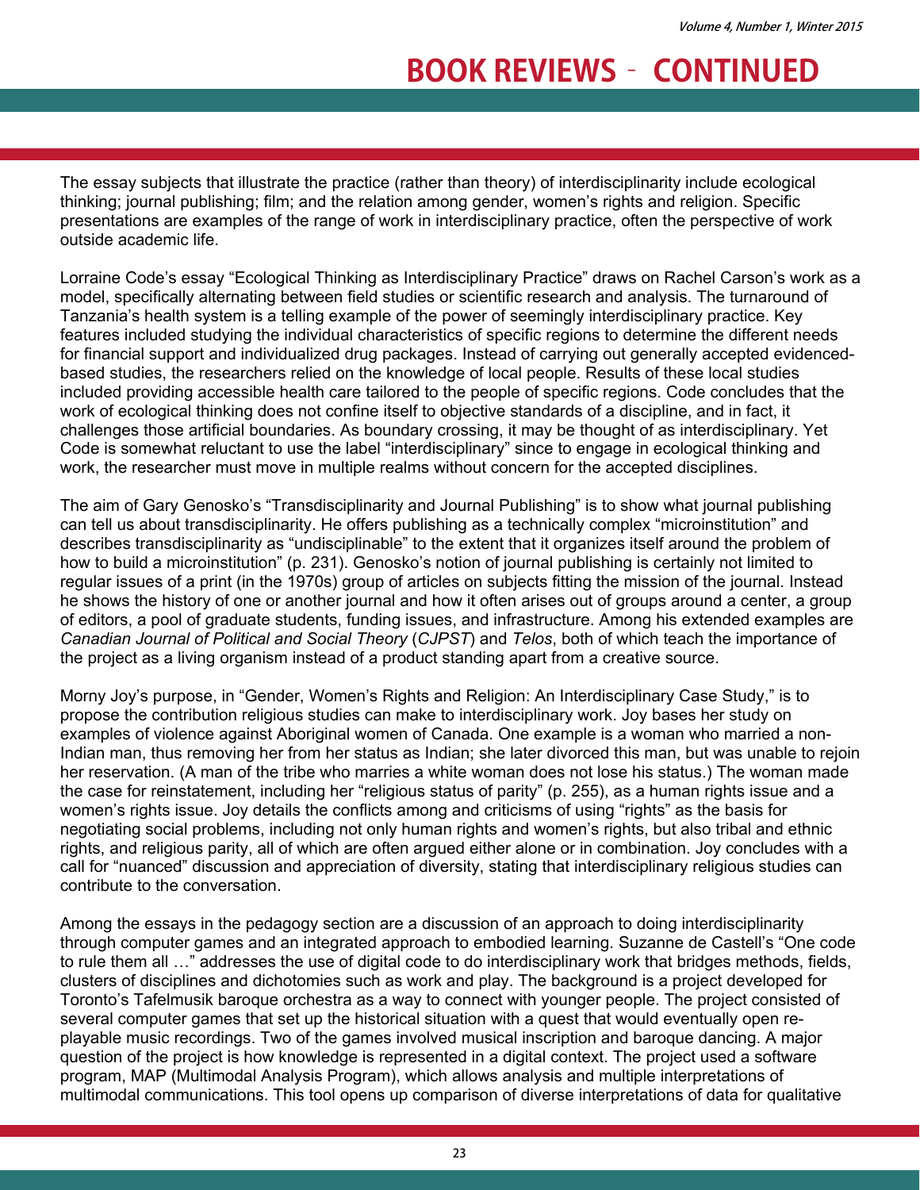# BOOK REVIEWS - CONTINUED

The essay subjects that illustrate the practice (rather than theory) of interdisciplinarity include ecological thinking; journal publishing; film; and the relation among gender, women's rights and religion. Specific presentations are examples of the range of work in interdisciplinary practice, often the perspective of work outside academic life.

Lorraine Code's essay "Ecological Thinking as Interdisciplinary Practice" draws on Rachel Carson's work as a model, specifically alternating between field studies or scientific research and analysis. The turnaround of Tanzania's health system is a telling example of the power of seemingly interdisciplinary practice. Key features included studying the individual characteristics of specific regions to determine the different needs for financial support and individualized drug packages. Instead of carrying out generally accepted evidenced-based studies, the researchers relied on the knowledge of local people. Results of these local studies included providing accessible health care tailored to the people of specific regions. Code concludes that the work of ecological thinking does not confine itself to objective standards of a discipline, and in fact, it challenges those artificial boundaries. As boundary crossing, it may be thought of as interdisciplinary. Yet Code is somewhat reluctant to use the label "interdisciplinary" since to engage in ecological thinking and work, the researcher must move in multiple realms without concern for the accepted disciplines.

The aim of Gary Genosko's "Transdisciplinarity and Journal Publishing" is to show what journal publishing can tell us about transdisciplinarity. He offers publishing as a technically complex "microinstitution" and describes transdisciplinarity as "undisciplinable" to the extent that it organizes itself around the problem of how to build a microinstitution" (p. 231). Genosko's notion of journal publishing is certainly not limited to regular issues of a print (in the 1970s) group of articles on subjects fitting the mission of the journal. Instead he shows the history of one or another journal and how it often arises out of groups around a center, a group of editors, a pool of graduate students, funding issues, and infrastructure. Among his extended examples are *Canadian Journal of Political and Social Theory* (*CJPST*) and *Telos*, both of which teach the importance of the project as a living organism instead of a product standing apart from a creative source.

Morny Joy's purpose, in "Gender, Women's Rights and Religion: An Interdisciplinary Case Study," is to propose the contribution religious studies can make to interdisciplinary work. Joy bases her study on examples of violence against Aboriginal women of Canada. One example is a woman who married a non-Indian man, thus removing her from her status as Indian; she later divorced this man, but was unable to rejoin her reservation. (A man of the tribe who marries a white woman does not lose his status.) The woman made the case for reinstatement, including her "religious status of parity" (p. 255), as a human rights issue and a women's rights issue. Joy details the conflicts among and criticisms of using "rights" as the basis for negotiating social problems, including not only human rights and women's rights, but also tribal and ethnic rights, and religious parity, all of which are often argued either alone or in combination. Joy concludes with a call for "nuanced" discussion and appreciation of diversity, stating that interdisciplinary religious studies can contribute to the conversation.

Among the essays in the pedagogy section are a discussion of an approach to doing interdisciplinarity through computer games and an integrated approach to embodied learning. Suzanne de Castell's "One code to rule them all …" addresses the use of digital code to do interdisciplinary work that bridges methods, fields, clusters of disciplines and dichotomies such as work and play. The background is a project developed for Toronto's Tafelmusik baroque orchestra as a way to connect with younger people. The project consisted of several computer games that set up the historical situation with a quest that would eventually open re-playable music recordings. Two of the games involved musical inscription and baroque dancing. A major question of the project is how knowledge is represented in a digital context. The project used a software program, MAP (Multimodal Analysis Program), which allows analysis and multiple interpretations of multimodal communications. This tool opens up comparison of diverse interpretations of data for qualitative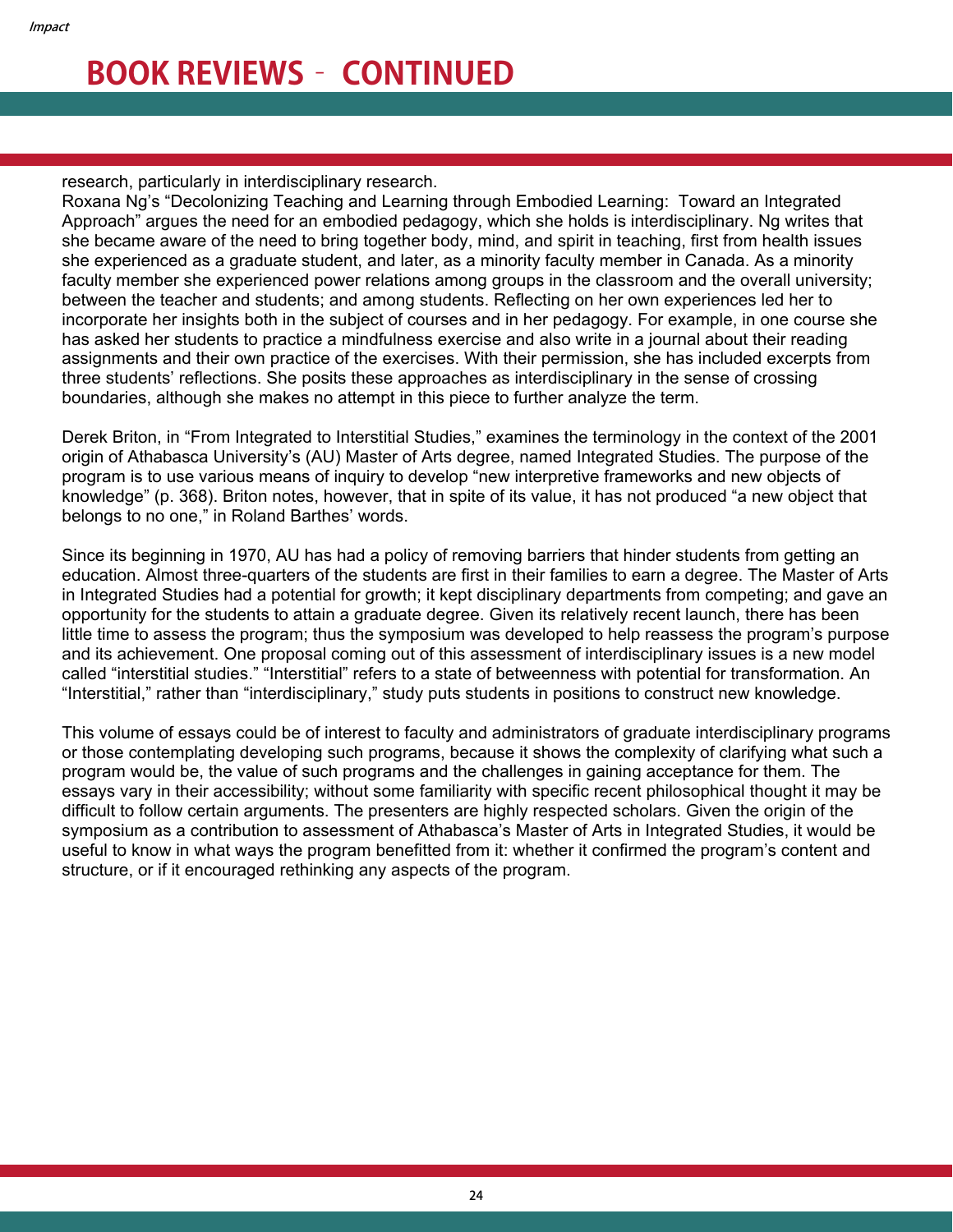# BOOK REVIEWS - CONTINUED

research, particularly in interdisciplinary research.
Roxana Ng's "Decolonizing Teaching and Learning through Embodied Learning: Toward an Integrated Approach" argues the need for an embodied pedagogy, which she holds is interdisciplinary. Ng writes that she became aware of the need to bring together body, mind, and spirit in teaching, first from health issues she experienced as a graduate student, and later, as a minority faculty member in Canada. As a minority faculty member she experienced power relations among groups in the classroom and the overall university; between the teacher and students; and among students. Reflecting on her own experiences led her to incorporate her insights both in the subject of courses and in her pedagogy. For example, in one course she has asked her students to practice a mindfulness exercise and also write in a journal about their reading assignments and their own practice of the exercises. With their permission, she has included excerpts from three students' reflections. She posits these approaches as interdisciplinary in the sense of crossing boundaries, although she makes no attempt in this piece to further analyze the term.

Derek Briton, in "From Integrated to Interstitial Studies," examines the terminology in the context of the 2001 origin of Athabasca University's (AU) Master of Arts degree, named Integrated Studies. The purpose of the program is to use various means of inquiry to develop "new interpretive frameworks and new objects of knowledge" (p. 368). Briton notes, however, that in spite of its value, it has not produced "a new object that belongs to no one," in Roland Barthes' words.

Since its beginning in 1970, AU has had a policy of removing barriers that hinder students from getting an education. Almost three-quarters of the students are first in their families to earn a degree. The Master of Arts in Integrated Studies had a potential for growth; it kept disciplinary departments from competing; and gave an opportunity for the students to attain a graduate degree. Given its relatively recent launch, there has been little time to assess the program; thus the symposium was developed to help reassess the program's purpose and its achievement. One proposal coming out of this assessment of interdisciplinary issues is a new model called "interstitial studies." "Interstitial" refers to a state of betweenness with potential for transformation. An "Interstitial," rather than "interdisciplinary," study puts students in positions to construct new knowledge.

This volume of essays could be of interest to faculty and administrators of graduate interdisciplinary programs or those contemplating developing such programs, because it shows the complexity of clarifying what such a program would be, the value of such programs and the challenges in gaining acceptance for them. The essays vary in their accessibility; without some familiarity with specific recent philosophical thought it may be difficult to follow certain arguments. The presenters are highly respected scholars. Given the origin of the symposium as a contribution to assessment of Athabasca's Master of Arts in Integrated Studies, it would be useful to know in what ways the program benefitted from it: whether it confirmed the program's content and structure, or if it encouraged rethinking any aspects of the program.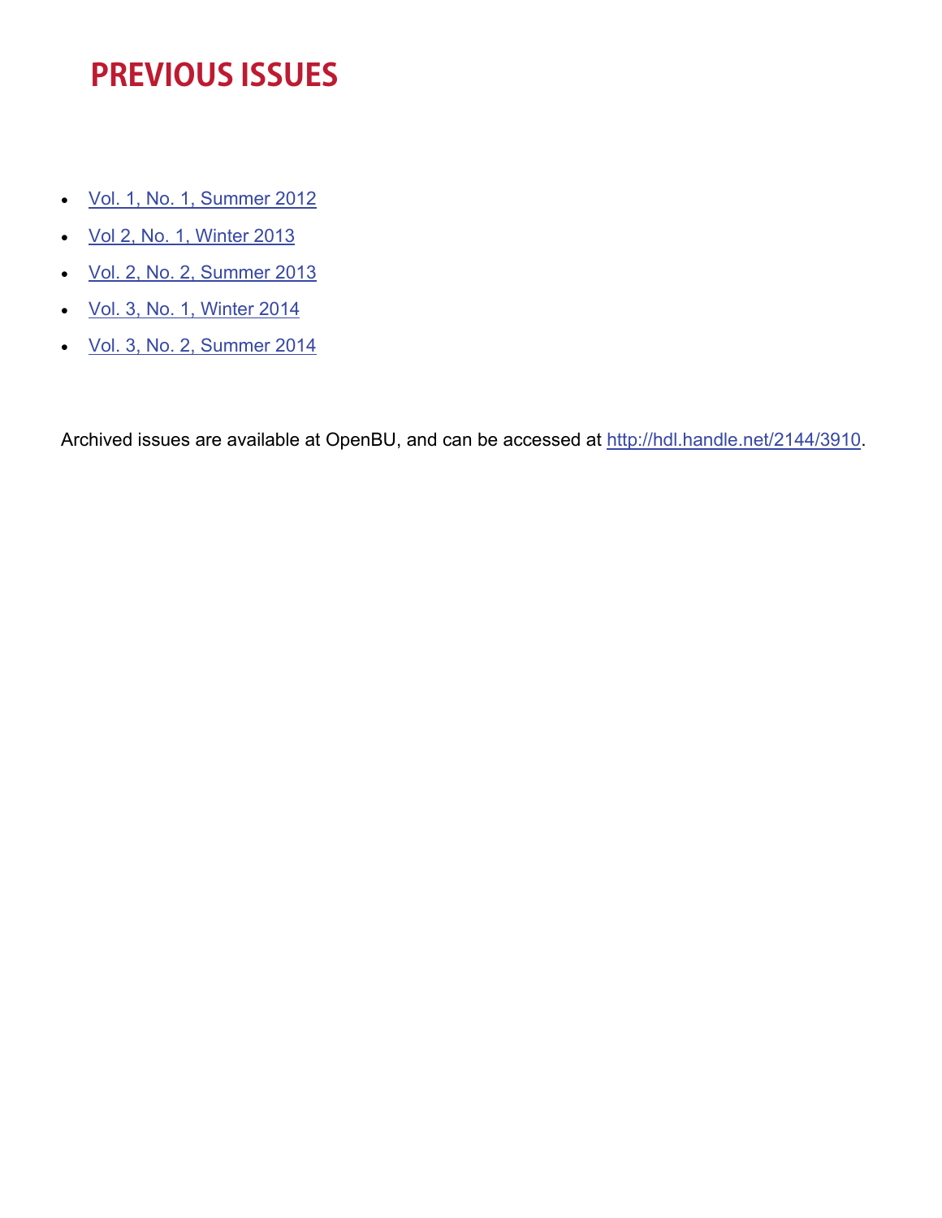# PREVIOUS ISSUES

- Vol. 1, No. 1, Summer 2012
- Vol 2, No. 1, Winter 2013
- Vol. 2, No. 2, Summer 2013
- Vol. 3, No. 1, Winter 2014
- Vol. 3, No. 2, Summer 2014

Archived issues are available at OpenBU, and can be accessed at http://hdl.handle.net/2144/3910.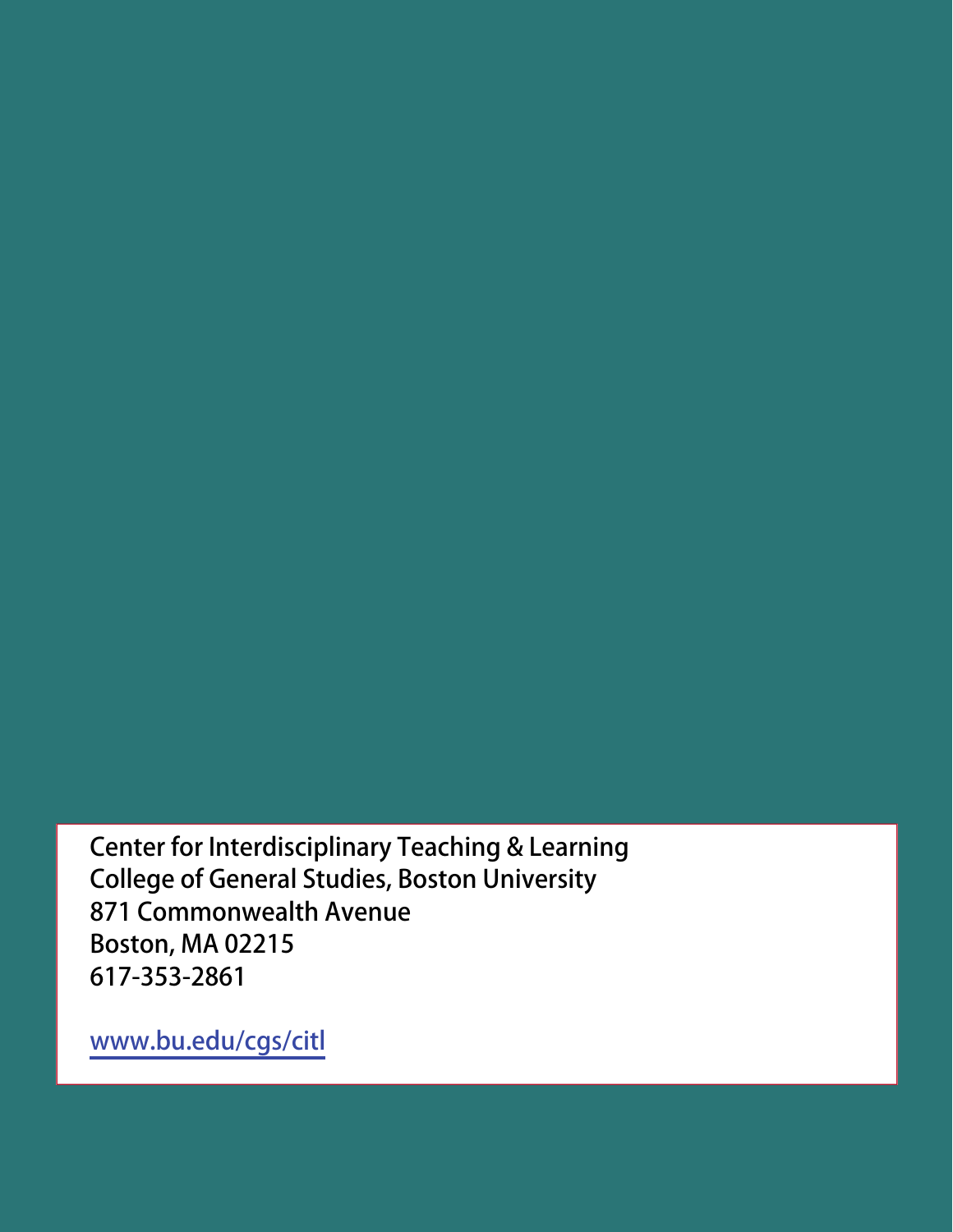Center for Interdisciplinary Teaching & Learning
College of General Studies, Boston University
871 Commonwealth Avenue
Boston, MA 02215
617-353-2861

www.bu.edu/cgs/citl